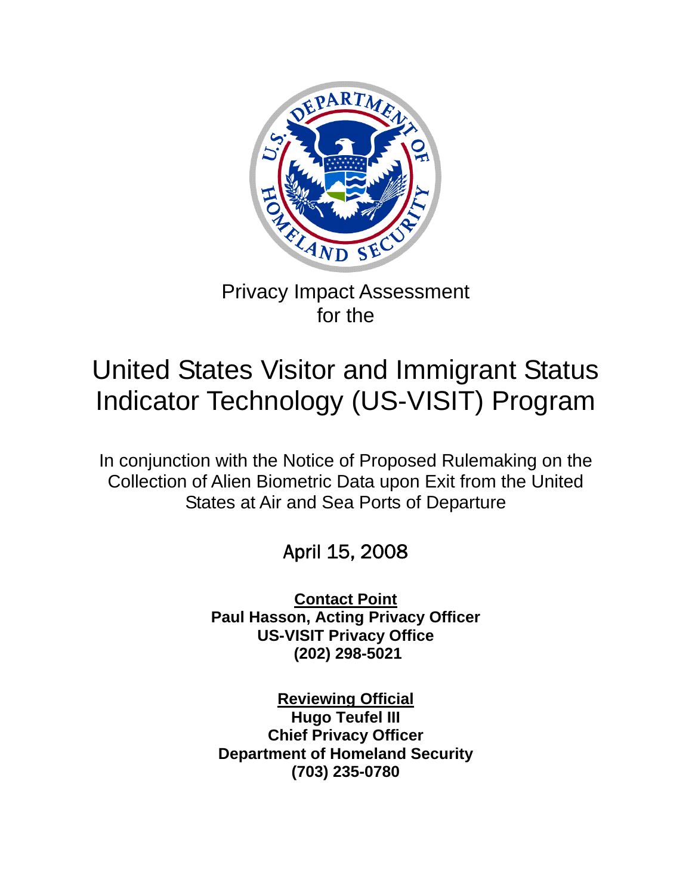Privacy Impact Assessment
for the

# United States Visitor and Immigrant Status Indicator Technology (US-VISIT) Program

In conjunction with the Notice of Proposed Rulemaking on the Collection of Alien Biometric Data upon Exit from the United States at Air and Sea Ports of Departure

April 15, 2008

**Contact Point**
**Paul Hasson, Acting Privacy Officer**
**US-VISIT Privacy Office**
**(202) 298-5021**

**Reviewing Official**
**Hugo Teufel III**
**Chief Privacy Officer**
**Department of Homeland Security**
**(703) 235-0780**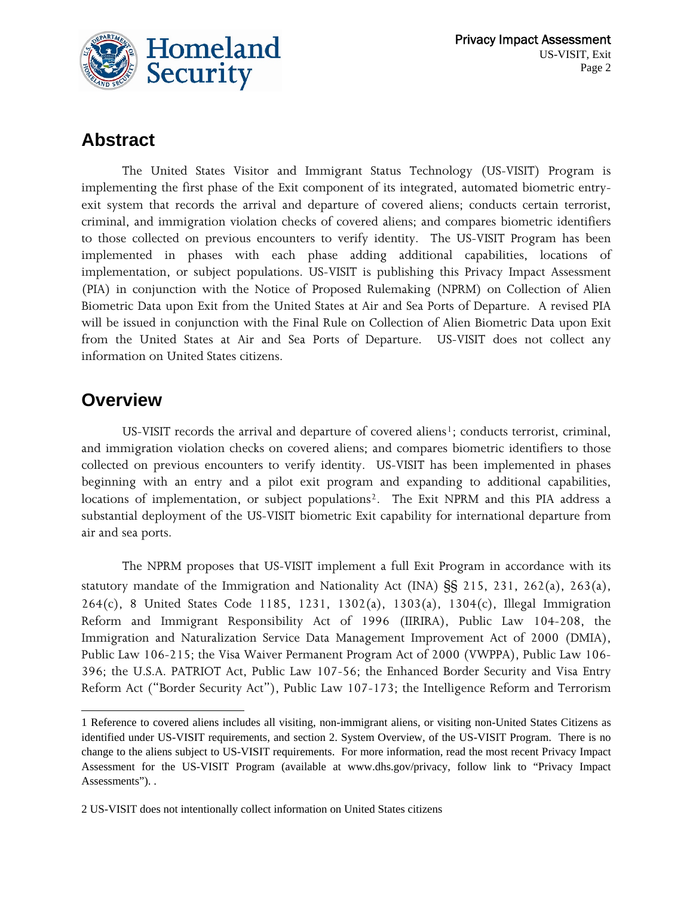## Abstract

The United States Visitor and Immigrant Status Technology (US-VISIT) Program is implementing the first phase of the Exit component of its integrated, automated biometric entry-exit system that records the arrival and departure of covered aliens; conducts certain terrorist, criminal, and immigration violation checks of covered aliens; and compares biometric identifiers to those collected on previous encounters to verify identity. The US-VISIT Program has been implemented in phases with each phase adding additional capabilities, locations of implementation, or subject populations. US-VISIT is publishing this Privacy Impact Assessment (PIA) in conjunction with the Notice of Proposed Rulemaking (NPRM) on Collection of Alien Biometric Data upon Exit from the United States at Air and Sea Ports of Departure. A revised PIA will be issued in conjunction with the Final Rule on Collection of Alien Biometric Data upon Exit from the United States at Air and Sea Ports of Departure. US-VISIT does not collect any information on United States citizens.

## Overview

US-VISIT records the arrival and departure of covered aliens[1]; conducts terrorist, criminal, and immigration violation checks on covered aliens; and compares biometric identifiers to those collected on previous encounters to verify identity. US-VISIT has been implemented in phases beginning with an entry and a pilot exit program and expanding to additional capabilities, locations of implementation, or subject populations[2]. The Exit NPRM and this PIA address a substantial deployment of the US-VISIT biometric Exit capability for international departure from air and sea ports.

The NPRM proposes that US-VISIT implement a full Exit Program in accordance with its statutory mandate of the Immigration and Nationality Act (INA) §§ 215, 231, 262(a), 263(a), 264(c), 8 United States Code 1185, 1231, 1302(a), 1303(a), 1304(c), Illegal Immigration Reform and Immigrant Responsibility Act of 1996 (IIRIRA), Public Law 104-208, the Immigration and Naturalization Service Data Management Improvement Act of 2000 (DMIA), Public Law 106-215; the Visa Waiver Permanent Program Act of 2000 (VWPPA), Public Law 106-396; the U.S.A. PATRIOT Act, Public Law 107-56; the Enhanced Border Security and Visa Entry Reform Act ("Border Security Act"), Public Law 107-173; the Intelligence Reform and Terrorism

---

1 Reference to covered aliens includes all visiting, non-immigrant aliens, or visiting non-United States Citizens as identified under US-VISIT requirements, and section 2. System Overview, of the US-VISIT Program. There is no change to the aliens subject to US-VISIT requirements. For more information, read the most recent Privacy Impact Assessment for the US-VISIT Program (available at www.dhs.gov/privacy, follow link to "Privacy Impact Assessments"). .

2 US-VISIT does not intentionally collect information on United States citizens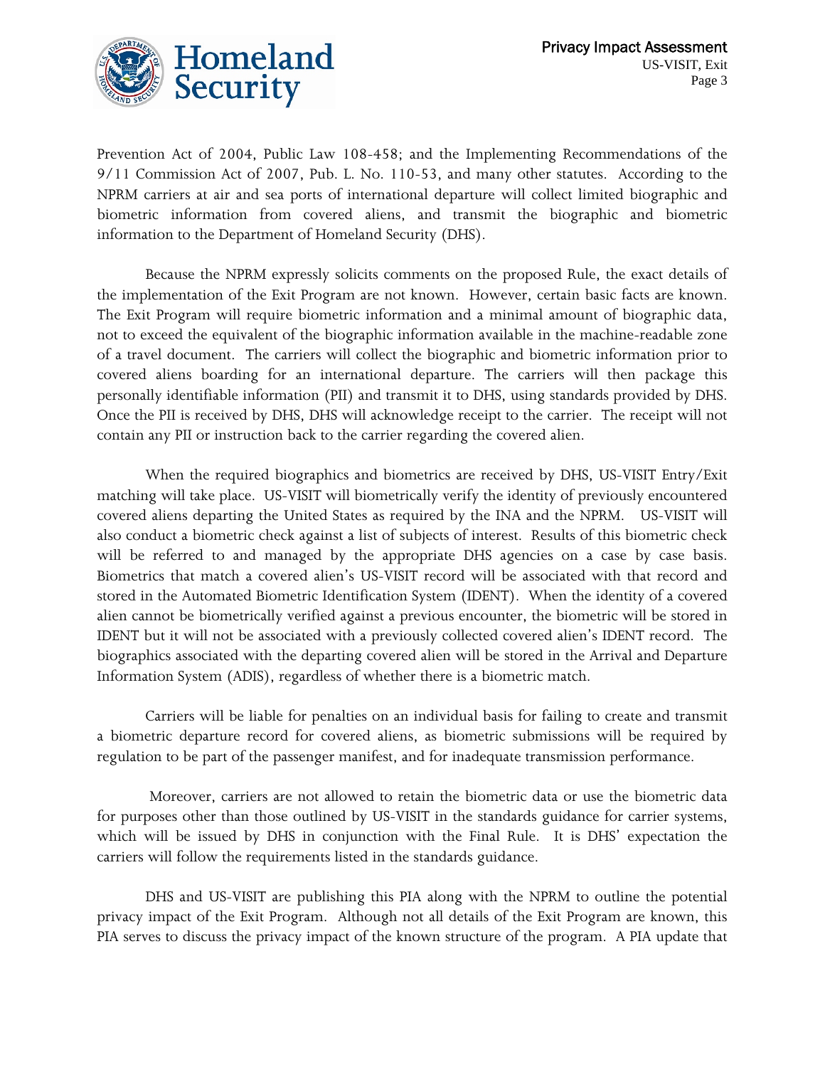Prevention Act of 2004, Public Law 108-458; and the Implementing Recommendations of the 9/11 Commission Act of 2007, Pub. L. No. 110-53, and many other statutes. According to the NPRM carriers at air and sea ports of international departure will collect limited biographic and biometric information from covered aliens, and transmit the biographic and biometric information to the Department of Homeland Security (DHS).

Because the NPRM expressly solicits comments on the proposed Rule, the exact details of the implementation of the Exit Program are not known. However, certain basic facts are known. The Exit Program will require biometric information and a minimal amount of biographic data, not to exceed the equivalent of the biographic information available in the machine-readable zone of a travel document. The carriers will collect the biographic and biometric information prior to covered aliens boarding for an international departure. The carriers will then package this personally identifiable information (PII) and transmit it to DHS, using standards provided by DHS. Once the PII is received by DHS, DHS will acknowledge receipt to the carrier. The receipt will not contain any PII or instruction back to the carrier regarding the covered alien.

When the required biographics and biometrics are received by DHS, US-VISIT Entry/Exit matching will take place. US-VISIT will biometrically verify the identity of previously encountered covered aliens departing the United States as required by the INA and the NPRM. US-VISIT will also conduct a biometric check against a list of subjects of interest. Results of this biometric check will be referred to and managed by the appropriate DHS agencies on a case by case basis. Biometrics that match a covered alien's US-VISIT record will be associated with that record and stored in the Automated Biometric Identification System (IDENT). When the identity of a covered alien cannot be biometrically verified against a previous encounter, the biometric will be stored in IDENT but it will not be associated with a previously collected covered alien's IDENT record. The biographics associated with the departing covered alien will be stored in the Arrival and Departure Information System (ADIS), regardless of whether there is a biometric match.

Carriers will be liable for penalties on an individual basis for failing to create and transmit a biometric departure record for covered aliens, as biometric submissions will be required by regulation to be part of the passenger manifest, and for inadequate transmission performance.

Moreover, carriers are not allowed to retain the biometric data or use the biometric data for purposes other than those outlined by US-VISIT in the standards guidance for carrier systems, which will be issued by DHS in conjunction with the Final Rule. It is DHS' expectation the carriers will follow the requirements listed in the standards guidance.

DHS and US-VISIT are publishing this PIA along with the NPRM to outline the potential privacy impact of the Exit Program. Although not all details of the Exit Program are known, this PIA serves to discuss the privacy impact of the known structure of the program. A PIA update that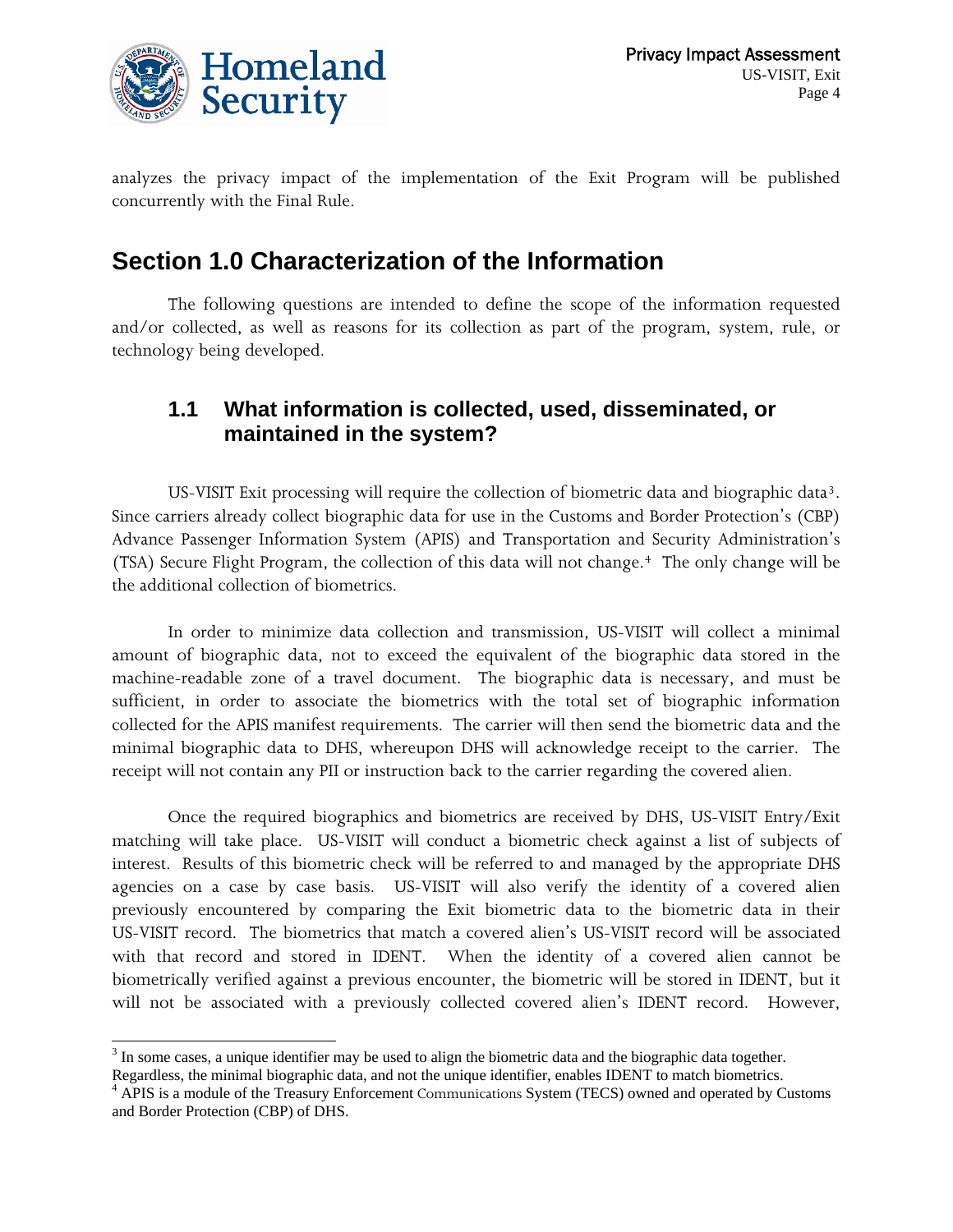analyzes the privacy impact of the implementation of the Exit Program will be published concurrently with the Final Rule.

# Section 1.0 Characterization of the Information

The following questions are intended to define the scope of the information requested and/or collected, as well as reasons for its collection as part of the program, system, rule, or technology being developed.

## 1.1 What information is collected, used, disseminated, or maintained in the system?

US-VISIT Exit processing will require the collection of biometric data and biographic data[3]. Since carriers already collect biographic data for use in the Customs and Border Protection's (CBP) Advance Passenger Information System (APIS) and Transportation and Security Administration's (TSA) Secure Flight Program, the collection of this data will not change.[4] The only change will be the additional collection of biometrics.

In order to minimize data collection and transmission, US-VISIT will collect a minimal amount of biographic data, not to exceed the equivalent of the biographic data stored in the machine-readable zone of a travel document. The biographic data is necessary, and must be sufficient, in order to associate the biometrics with the total set of biographic information collected for the APIS manifest requirements. The carrier will then send the biometric data and the minimal biographic data to DHS, whereupon DHS will acknowledge receipt to the carrier. The receipt will not contain any PII or instruction back to the carrier regarding the covered alien.

Once the required biographics and biometrics are received by DHS, US-VISIT Entry/Exit matching will take place. US-VISIT will conduct a biometric check against a list of subjects of interest. Results of this biometric check will be referred to and managed by the appropriate DHS agencies on a case by case basis. US-VISIT will also verify the identity of a covered alien previously encountered by comparing the Exit biometric data to the biometric data in their US-VISIT record. The biometrics that match a covered alien's US-VISIT record will be associated with that record and stored in IDENT. When the identity of a covered alien cannot be biometrically verified against a previous encounter, the biometric will be stored in IDENT, but it will not be associated with a previously collected covered alien's IDENT record. However,

---

[3] In some cases, a unique identifier may be used to align the biometric data and the biographic data together. Regardless, the minimal biographic data, and not the unique identifier, enables IDENT to match biometrics.

[4] APIS is a module of the Treasury Enforcement Communications System (TECS) owned and operated by Customs and Border Protection (CBP) of DHS.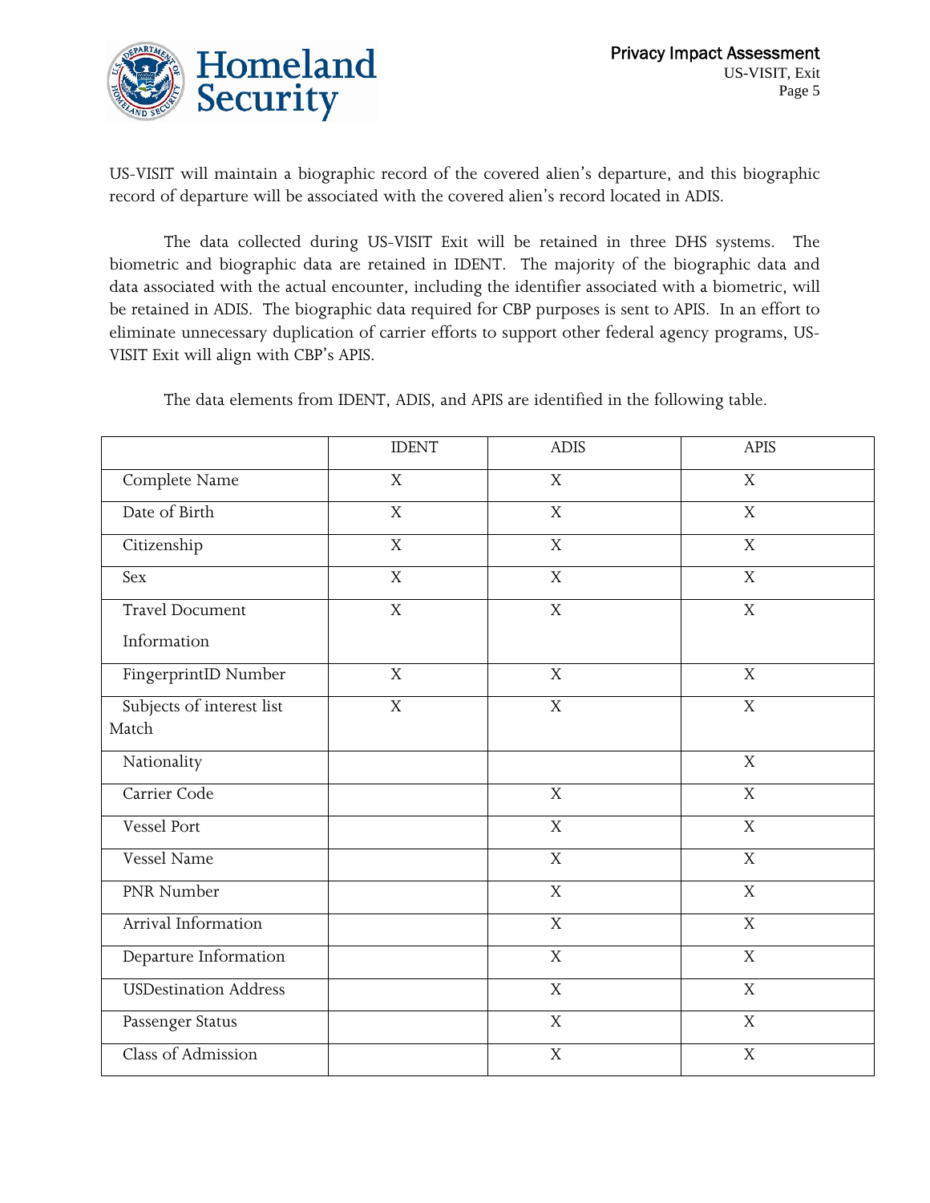US-VISIT will maintain a biographic record of the covered alien's departure, and this biographic record of departure will be associated with the covered alien's record located in ADIS.

The data collected during US-VISIT Exit will be retained in three DHS systems. The biometric and biographic data are retained in IDENT. The majority of the biographic data and data associated with the actual encounter, including the identifier associated with a biometric, will be retained in ADIS. The biographic data required for CBP purposes is sent to APIS. In an effort to eliminate unnecessary duplication of carrier efforts to support other federal agency programs, US-VISIT Exit will align with CBP's APIS.

The data elements from IDENT, ADIS, and APIS are identified in the following table.

| | IDENT | ADIS | APIS |
|---|---|---|---|
| Complete Name | X | X | X |
| Date of Birth | X | X | X |
| Citizenship | X | X | X |
| Sex | X | X | X |
| Travel Document Information | X | X | X |
| FingerprintID Number | X | X | X |
| Subjects of interest list Match | X | X | X |
| Nationality | | | X |
| Carrier Code | | X | X |
| Vessel Port | | X | X |
| Vessel Name | | X | X |
| PNR Number | | X | X |
| Arrival Information | | X | X |
| Departure Information | | X | X |
| USDestination Address | | X | X |
| Passenger Status | | X | X |
| Class of Admission | | X | X |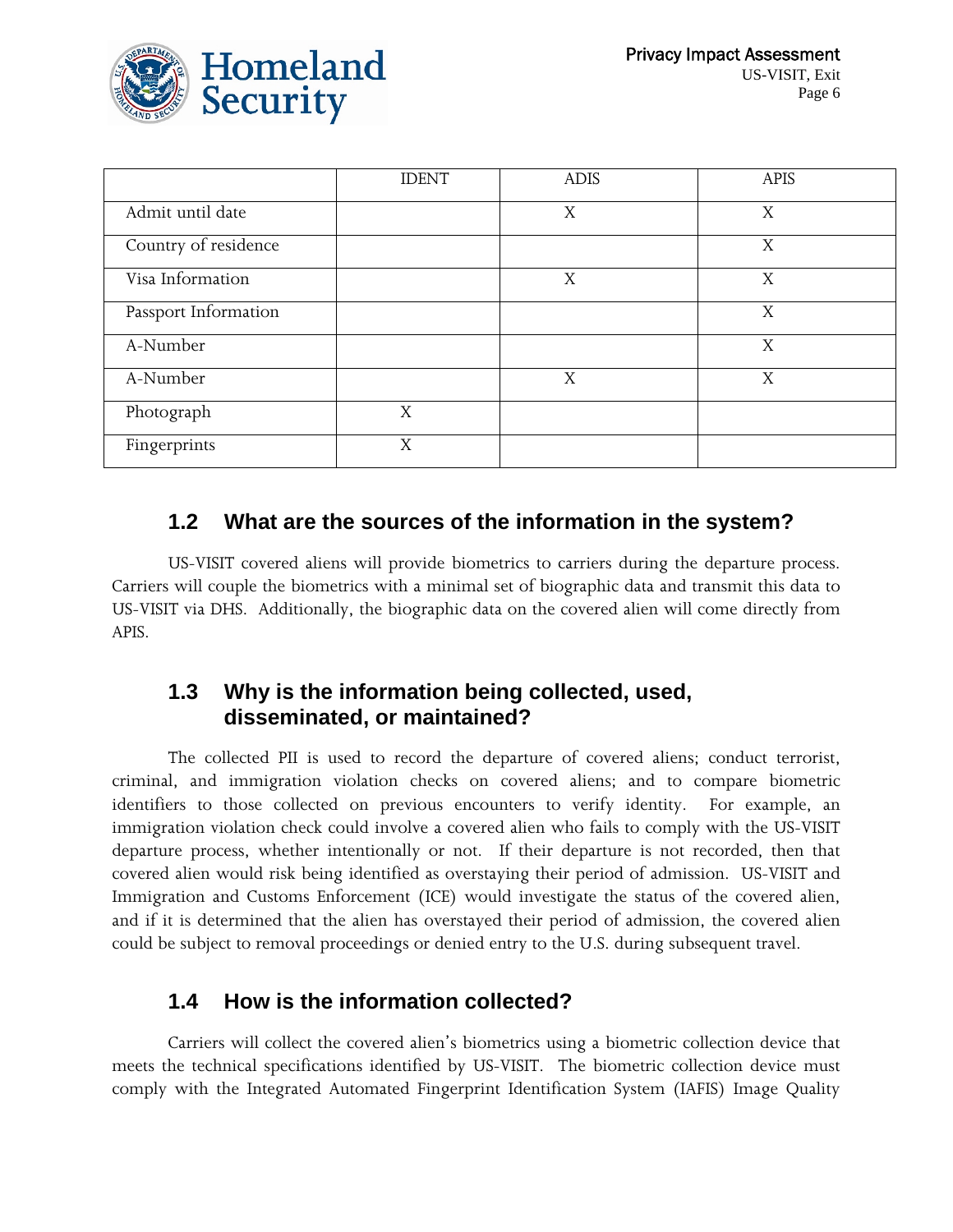| | IDENT | ADIS | APIS |
|---|---|---|---|
| Admit until date | | X | X |
| Country of residence | | | X |
| Visa Information | | X | X |
| Passport Information | | | X |
| A-Number | | | X |
| A-Number | | X | X |
| Photograph | X | | |
| Fingerprints | X | | |

## 1.2 What are the sources of the information in the system?

US-VISIT covered aliens will provide biometrics to carriers during the departure process. Carriers will couple the biometrics with a minimal set of biographic data and transmit this data to US-VISIT via DHS. Additionally, the biographic data on the covered alien will come directly from APIS.

## 1.3 Why is the information being collected, used, disseminated, or maintained?

The collected PII is used to record the departure of covered aliens; conduct terrorist, criminal, and immigration violation checks on covered aliens; and to compare biometric identifiers to those collected on previous encounters to verify identity. For example, an immigration violation check could involve a covered alien who fails to comply with the US-VISIT departure process, whether intentionally or not. If their departure is not recorded, then that covered alien would risk being identified as overstaying their period of admission. US-VISIT and Immigration and Customs Enforcement (ICE) would investigate the status of the covered alien, and if it is determined that the alien has overstayed their period of admission, the covered alien could be subject to removal proceedings or denied entry to the U.S. during subsequent travel.

## 1.4 How is the information collected?

Carriers will collect the covered alien's biometrics using a biometric collection device that meets the technical specifications identified by US-VISIT. The biometric collection device must comply with the Integrated Automated Fingerprint Identification System (IAFIS) Image Quality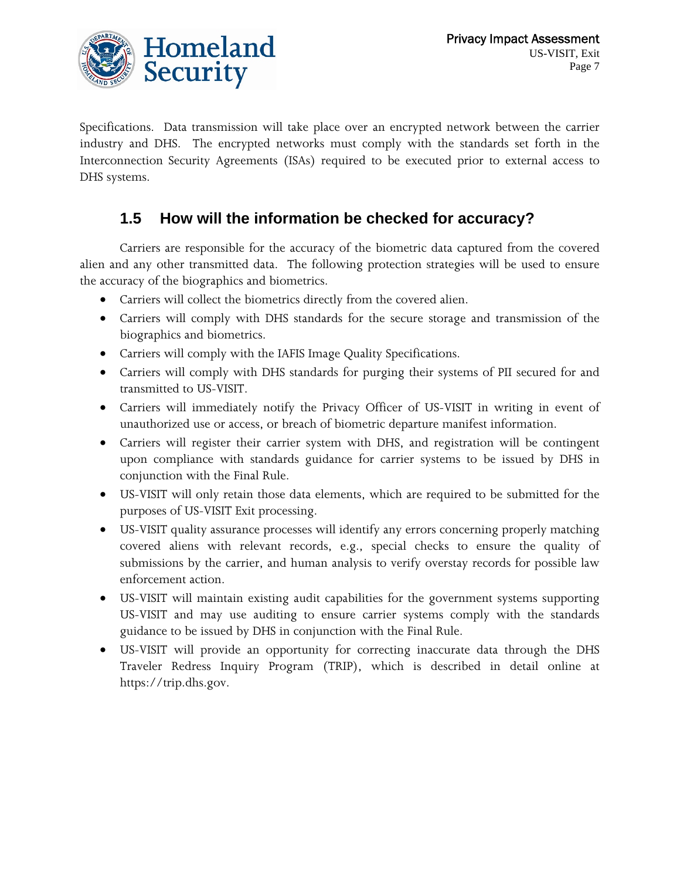Specifications. Data transmission will take place over an encrypted network between the carrier industry and DHS. The encrypted networks must comply with the standards set forth in the Interconnection Security Agreements (ISAs) required to be executed prior to external access to DHS systems.

### 1.5 How will the information be checked for accuracy?

Carriers are responsible for the accuracy of the biometric data captured from the covered alien and any other transmitted data. The following protection strategies will be used to ensure the accuracy of the biographics and biometrics.

- Carriers will collect the biometrics directly from the covered alien.
- Carriers will comply with DHS standards for the secure storage and transmission of the biographics and biometrics.
- Carriers will comply with the IAFIS Image Quality Specifications.
- Carriers will comply with DHS standards for purging their systems of PII secured for and transmitted to US-VISIT.
- Carriers will immediately notify the Privacy Officer of US-VISIT in writing in event of unauthorized use or access, or breach of biometric departure manifest information.
- Carriers will register their carrier system with DHS, and registration will be contingent upon compliance with standards guidance for carrier systems to be issued by DHS in conjunction with the Final Rule.
- US-VISIT will only retain those data elements, which are required to be submitted for the purposes of US-VISIT Exit processing.
- US-VISIT quality assurance processes will identify any errors concerning properly matching covered aliens with relevant records, e.g., special checks to ensure the quality of submissions by the carrier, and human analysis to verify overstay records for possible law enforcement action.
- US-VISIT will maintain existing audit capabilities for the government systems supporting US-VISIT and may use auditing to ensure carrier systems comply with the standards guidance to be issued by DHS in conjunction with the Final Rule.
- US-VISIT will provide an opportunity for correcting inaccurate data through the DHS Traveler Redress Inquiry Program (TRIP), which is described in detail online at https://trip.dhs.gov.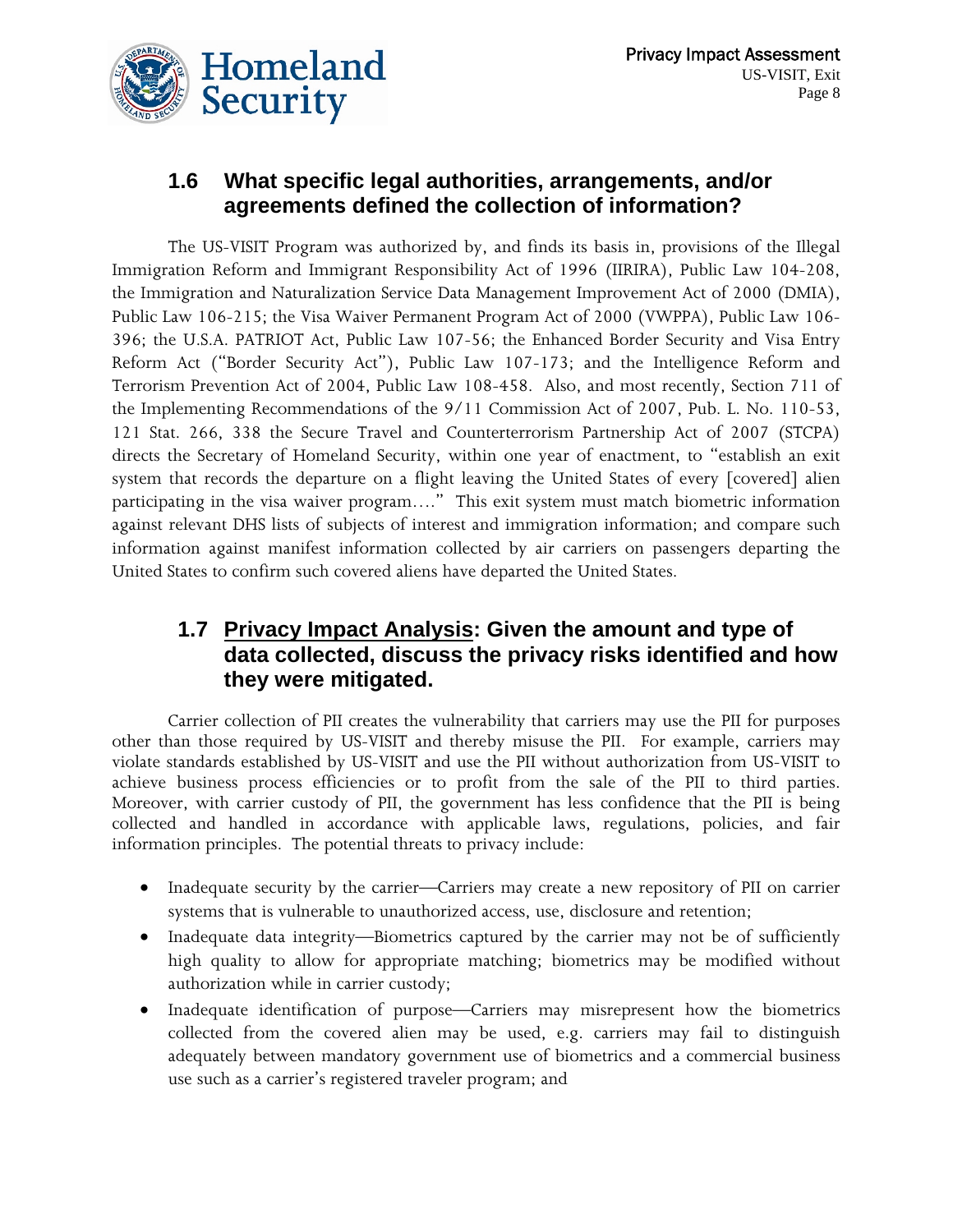## 1.6 What specific legal authorities, arrangements, and/or agreements defined the collection of information?

The US-VISIT Program was authorized by, and finds its basis in, provisions of the Illegal Immigration Reform and Immigrant Responsibility Act of 1996 (IIRIRA), Public Law 104-208, the Immigration and Naturalization Service Data Management Improvement Act of 2000 (DMIA), Public Law 106-215; the Visa Waiver Permanent Program Act of 2000 (VWPPA), Public Law 106-396; the U.S.A. PATRIOT Act, Public Law 107-56; the Enhanced Border Security and Visa Entry Reform Act ("Border Security Act"), Public Law 107-173; and the Intelligence Reform and Terrorism Prevention Act of 2004, Public Law 108-458. Also, and most recently, Section 711 of the Implementing Recommendations of the 9/11 Commission Act of 2007, Pub. L. No. 110-53, 121 Stat. 266, 338 the Secure Travel and Counterterrorism Partnership Act of 2007 (STCPA) directs the Secretary of Homeland Security, within one year of enactment, to "establish an exit system that records the departure on a flight leaving the United States of every [covered] alien participating in the visa waiver program…." This exit system must match biometric information against relevant DHS lists of subjects of interest and immigration information; and compare such information against manifest information collected by air carriers on passengers departing the United States to confirm such covered aliens have departed the United States.

## 1.7 <u>Privacy Impact Analysis</u>: Given the amount and type of data collected, discuss the privacy risks identified and how they were mitigated.

Carrier collection of PII creates the vulnerability that carriers may use the PII for purposes other than those required by US-VISIT and thereby misuse the PII. For example, carriers may violate standards established by US-VISIT and use the PII without authorization from US-VISIT to achieve business process efficiencies or to profit from the sale of the PII to third parties. Moreover, with carrier custody of PII, the government has less confidence that the PII is being collected and handled in accordance with applicable laws, regulations, policies, and fair information principles. The potential threats to privacy include:

- Inadequate security by the carrier—Carriers may create a new repository of PII on carrier systems that is vulnerable to unauthorized access, use, disclosure and retention;
- Inadequate data integrity—Biometrics captured by the carrier may not be of sufficiently high quality to allow for appropriate matching; biometrics may be modified without authorization while in carrier custody;
- Inadequate identification of purpose—Carriers may misrepresent how the biometrics collected from the covered alien may be used, e.g. carriers may fail to distinguish adequately between mandatory government use of biometrics and a commercial business use such as a carrier's registered traveler program; and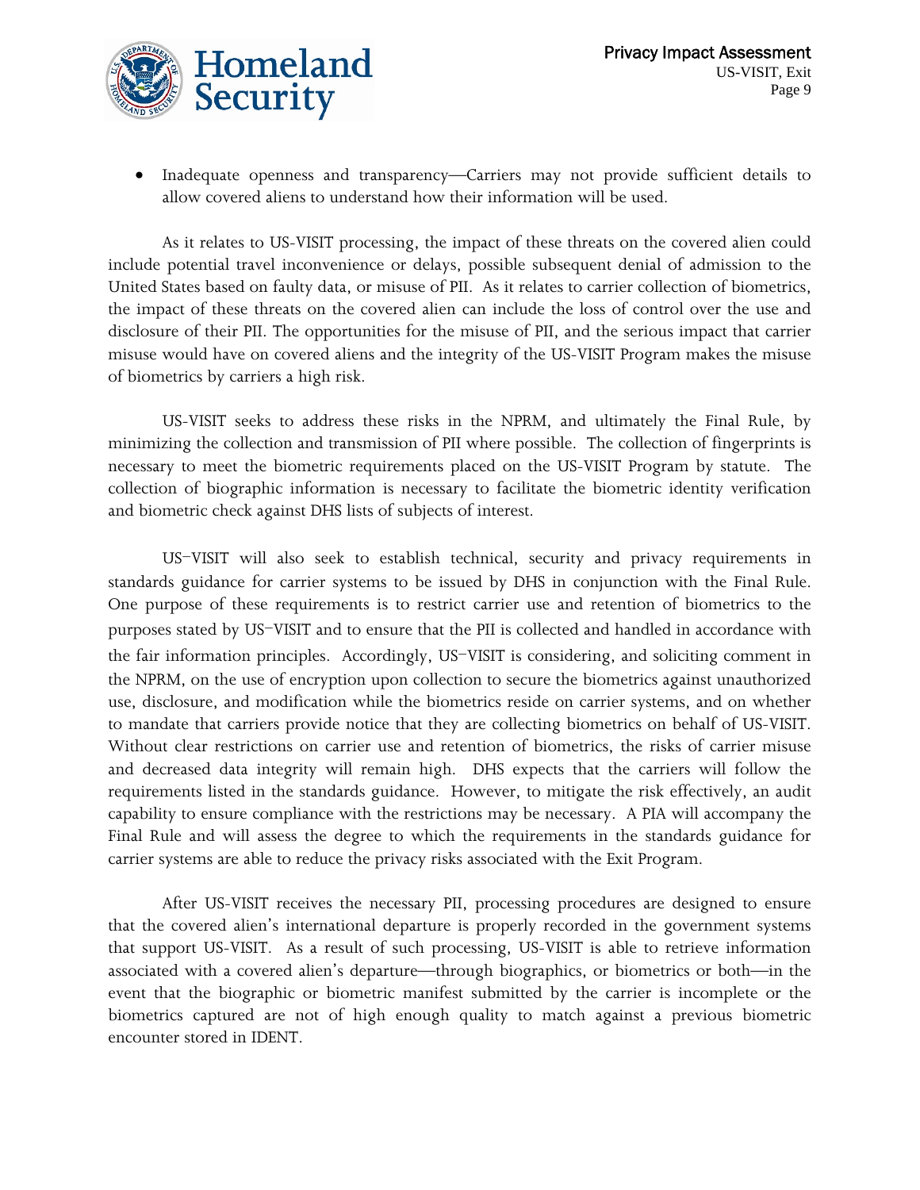- Inadequate openness and transparency—Carriers may not provide sufficient details to allow covered aliens to understand how their information will be used.

As it relates to US-VISIT processing, the impact of these threats on the covered alien could include potential travel inconvenience or delays, possible subsequent denial of admission to the United States based on faulty data, or misuse of PII. As it relates to carrier collection of biometrics, the impact of these threats on the covered alien can include the loss of control over the use and disclosure of their PII. The opportunities for the misuse of PII, and the serious impact that carrier misuse would have on covered aliens and the integrity of the US-VISIT Program makes the misuse of biometrics by carriers a high risk.

US-VISIT seeks to address these risks in the NPRM, and ultimately the Final Rule, by minimizing the collection and transmission of PII where possible. The collection of fingerprints is necessary to meet the biometric requirements placed on the US-VISIT Program by statute. The collection of biographic information is necessary to facilitate the biometric identity verification and biometric check against DHS lists of subjects of interest.

US-VISIT will also seek to establish technical, security and privacy requirements in standards guidance for carrier systems to be issued by DHS in conjunction with the Final Rule. One purpose of these requirements is to restrict carrier use and retention of biometrics to the purposes stated by US-VISIT and to ensure that the PII is collected and handled in accordance with the fair information principles. Accordingly, US-VISIT is considering, and soliciting comment in the NPRM, on the use of encryption upon collection to secure the biometrics against unauthorized use, disclosure, and modification while the biometrics reside on carrier systems, and on whether to mandate that carriers provide notice that they are collecting biometrics on behalf of US-VISIT. Without clear restrictions on carrier use and retention of biometrics, the risks of carrier misuse and decreased data integrity will remain high. DHS expects that the carriers will follow the requirements listed in the standards guidance. However, to mitigate the risk effectively, an audit capability to ensure compliance with the restrictions may be necessary. A PIA will accompany the Final Rule and will assess the degree to which the requirements in the standards guidance for carrier systems are able to reduce the privacy risks associated with the Exit Program.

After US-VISIT receives the necessary PII, processing procedures are designed to ensure that the covered alien's international departure is properly recorded in the government systems that support US-VISIT. As a result of such processing, US-VISIT is able to retrieve information associated with a covered alien's departure—through biographics, or biometrics or both—in the event that the biographic or biometric manifest submitted by the carrier is incomplete or the biometrics captured are not of high enough quality to match against a previous biometric encounter stored in IDENT.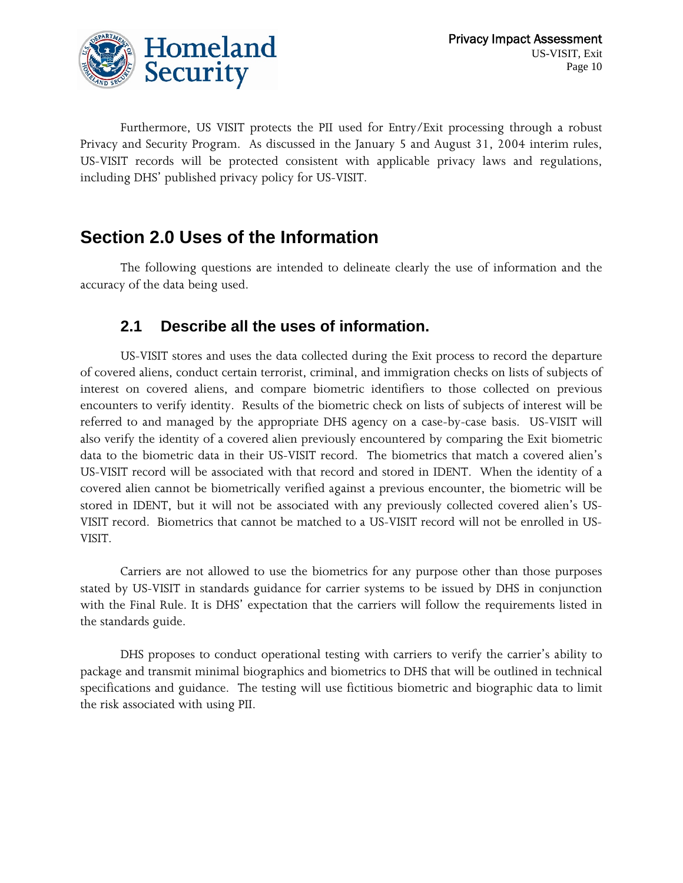Furthermore, US VISIT protects the PII used for Entry/Exit processing through a robust Privacy and Security Program. As discussed in the January 5 and August 31, 2004 interim rules, US-VISIT records will be protected consistent with applicable privacy laws and regulations, including DHS' published privacy policy for US-VISIT.

# Section 2.0 Uses of the Information

The following questions are intended to delineate clearly the use of information and the accuracy of the data being used.

## 2.1 Describe all the uses of information.

US-VISIT stores and uses the data collected during the Exit process to record the departure of covered aliens, conduct certain terrorist, criminal, and immigration checks on lists of subjects of interest on covered aliens, and compare biometric identifiers to those collected on previous encounters to verify identity. Results of the biometric check on lists of subjects of interest will be referred to and managed by the appropriate DHS agency on a case-by-case basis. US-VISIT will also verify the identity of a covered alien previously encountered by comparing the Exit biometric data to the biometric data in their US-VISIT record. The biometrics that match a covered alien's US-VISIT record will be associated with that record and stored in IDENT. When the identity of a covered alien cannot be biometrically verified against a previous encounter, the biometric will be stored in IDENT, but it will not be associated with any previously collected covered alien's US-VISIT record. Biometrics that cannot be matched to a US-VISIT record will not be enrolled in US-VISIT.

Carriers are not allowed to use the biometrics for any purpose other than those purposes stated by US-VISIT in standards guidance for carrier systems to be issued by DHS in conjunction with the Final Rule. It is DHS' expectation that the carriers will follow the requirements listed in the standards guide.

DHS proposes to conduct operational testing with carriers to verify the carrier's ability to package and transmit minimal biographics and biometrics to DHS that will be outlined in technical specifications and guidance. The testing will use fictitious biometric and biographic data to limit the risk associated with using PII.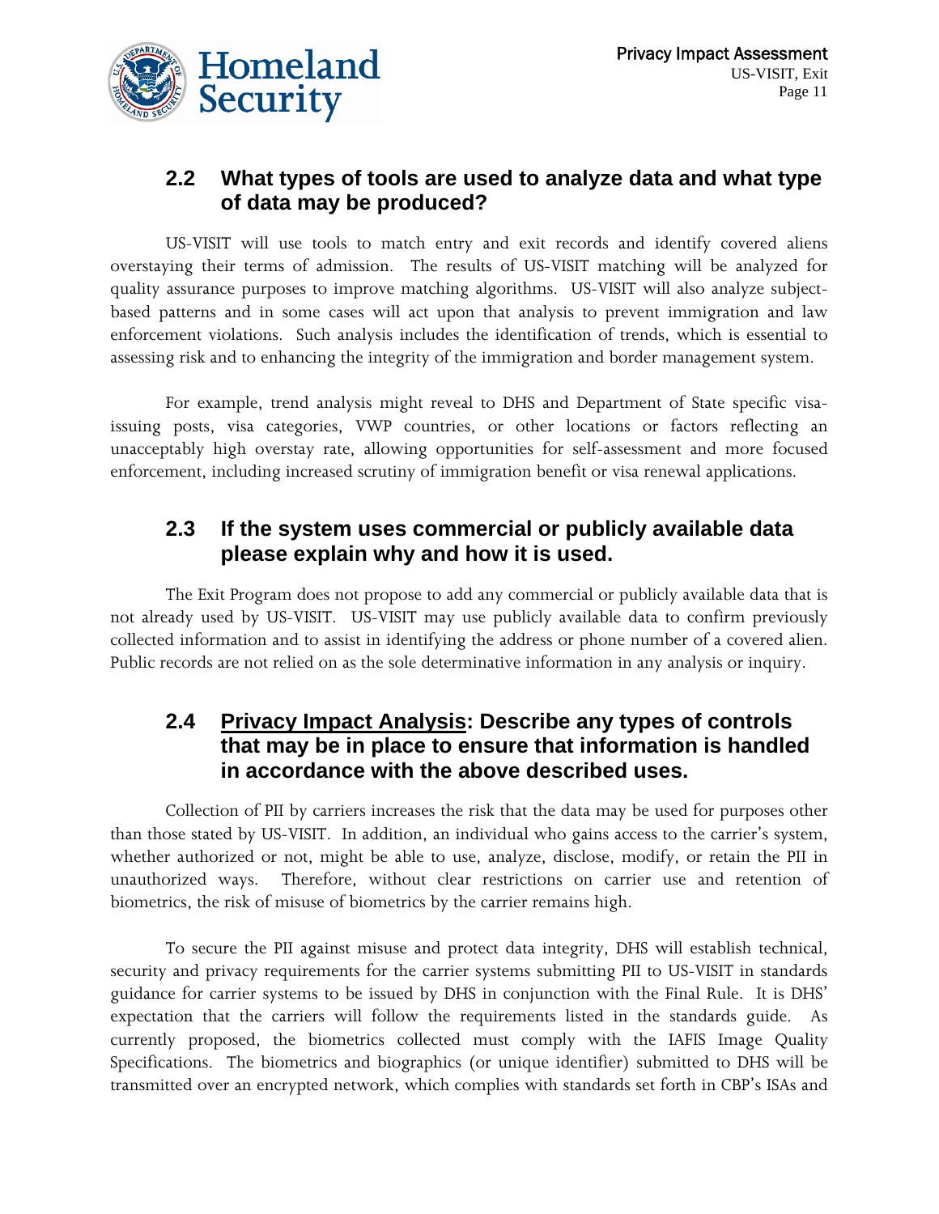## 2.2 What types of tools are used to analyze data and what type of data may be produced?

US-VISIT will use tools to match entry and exit records and identify covered aliens overstaying their terms of admission. The results of US-VISIT matching will be analyzed for quality assurance purposes to improve matching algorithms. US-VISIT will also analyze subject-based patterns and in some cases will act upon that analysis to prevent immigration and law enforcement violations. Such analysis includes the identification of trends, which is essential to assessing risk and to enhancing the integrity of the immigration and border management system.

For example, trend analysis might reveal to DHS and Department of State specific visa-issuing posts, visa categories, VWP countries, or other locations or factors reflecting an unacceptably high overstay rate, allowing opportunities for self-assessment and more focused enforcement, including increased scrutiny of immigration benefit or visa renewal applications.

## 2.3 If the system uses commercial or publicly available data please explain why and how it is used.

The Exit Program does not propose to add any commercial or publicly available data that is not already used by US-VISIT. US-VISIT may use publicly available data to confirm previously collected information and to assist in identifying the address or phone number of a covered alien. Public records are not relied on as the sole determinative information in any analysis or inquiry.

## 2.4 Privacy Impact Analysis: Describe any types of controls that may be in place to ensure that information is handled in accordance with the above described uses.

Collection of PII by carriers increases the risk that the data may be used for purposes other than those stated by US-VISIT. In addition, an individual who gains access to the carrier's system, whether authorized or not, might be able to use, analyze, disclose, modify, or retain the PII in unauthorized ways. Therefore, without clear restrictions on carrier use and retention of biometrics, the risk of misuse of biometrics by the carrier remains high.

To secure the PII against misuse and protect data integrity, DHS will establish technical, security and privacy requirements for the carrier systems submitting PII to US-VISIT in standards guidance for carrier systems to be issued by DHS in conjunction with the Final Rule. It is DHS' expectation that the carriers will follow the requirements listed in the standards guide. As currently proposed, the biometrics collected must comply with the IAFIS Image Quality Specifications. The biometrics and biographics (or unique identifier) submitted to DHS will be transmitted over an encrypted network, which complies with standards set forth in CBP's ISAs and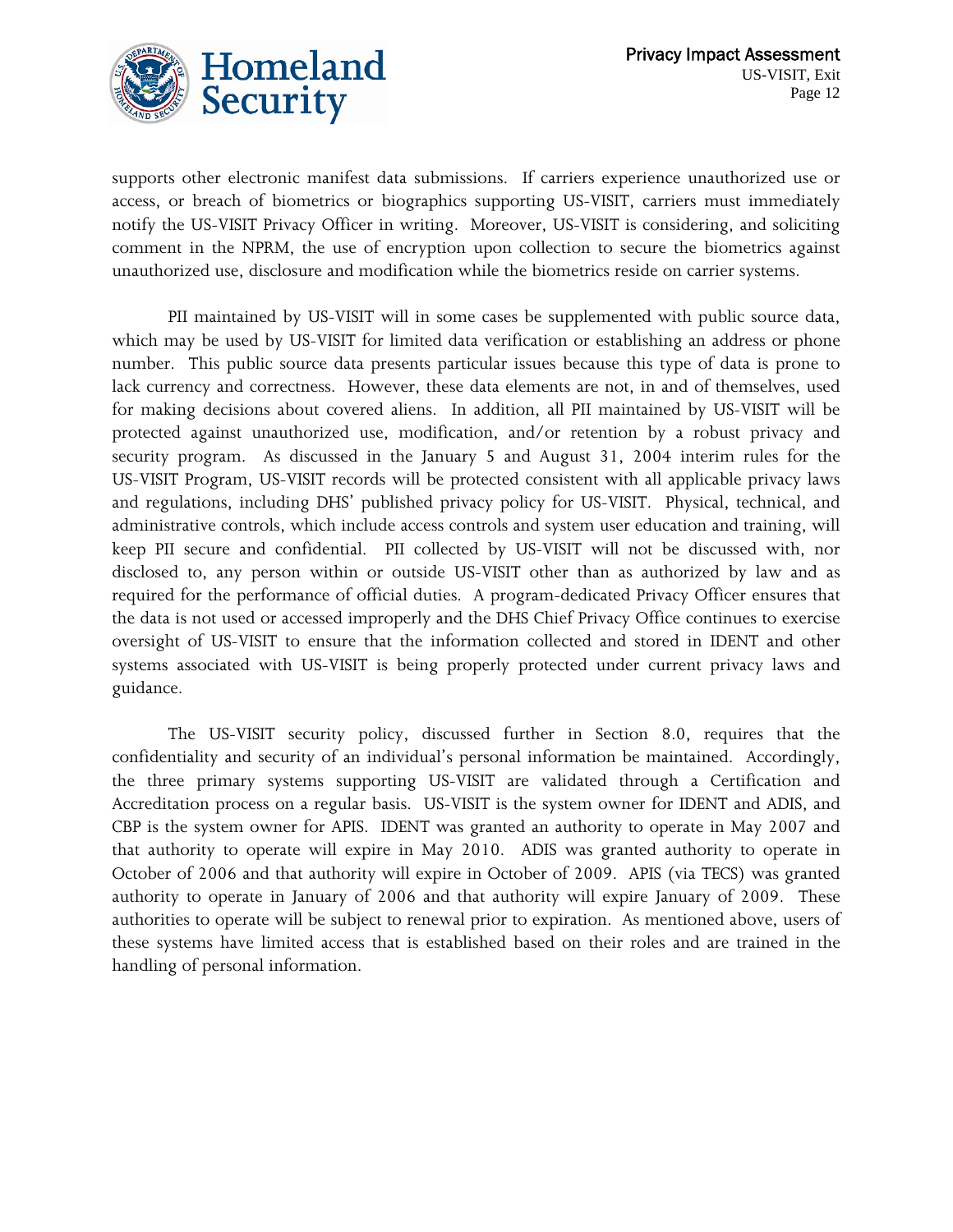supports other electronic manifest data submissions. If carriers experience unauthorized use or access, or breach of biometrics or biographics supporting US-VISIT, carriers must immediately notify the US-VISIT Privacy Officer in writing. Moreover, US-VISIT is considering, and soliciting comment in the NPRM, the use of encryption upon collection to secure the biometrics against unauthorized use, disclosure and modification while the biometrics reside on carrier systems.

PII maintained by US-VISIT will in some cases be supplemented with public source data, which may be used by US-VISIT for limited data verification or establishing an address or phone number. This public source data presents particular issues because this type of data is prone to lack currency and correctness. However, these data elements are not, in and of themselves, used for making decisions about covered aliens. In addition, all PII maintained by US-VISIT will be protected against unauthorized use, modification, and/or retention by a robust privacy and security program. As discussed in the January 5 and August 31, 2004 interim rules for the US-VISIT Program, US-VISIT records will be protected consistent with all applicable privacy laws and regulations, including DHS' published privacy policy for US-VISIT. Physical, technical, and administrative controls, which include access controls and system user education and training, will keep PII secure and confidential. PII collected by US-VISIT will not be discussed with, nor disclosed to, any person within or outside US-VISIT other than as authorized by law and as required for the performance of official duties. A program-dedicated Privacy Officer ensures that the data is not used or accessed improperly and the DHS Chief Privacy Office continues to exercise oversight of US-VISIT to ensure that the information collected and stored in IDENT and other systems associated with US-VISIT is being properly protected under current privacy laws and guidance.

The US-VISIT security policy, discussed further in Section 8.0, requires that the confidentiality and security of an individual's personal information be maintained. Accordingly, the three primary systems supporting US-VISIT are validated through a Certification and Accreditation process on a regular basis. US-VISIT is the system owner for IDENT and ADIS, and CBP is the system owner for APIS. IDENT was granted an authority to operate in May 2007 and that authority to operate will expire in May 2010. ADIS was granted authority to operate in October of 2006 and that authority will expire in October of 2009. APIS (via TECS) was granted authority to operate in January of 2006 and that authority will expire January of 2009. These authorities to operate will be subject to renewal prior to expiration. As mentioned above, users of these systems have limited access that is established based on their roles and are trained in the handling of personal information.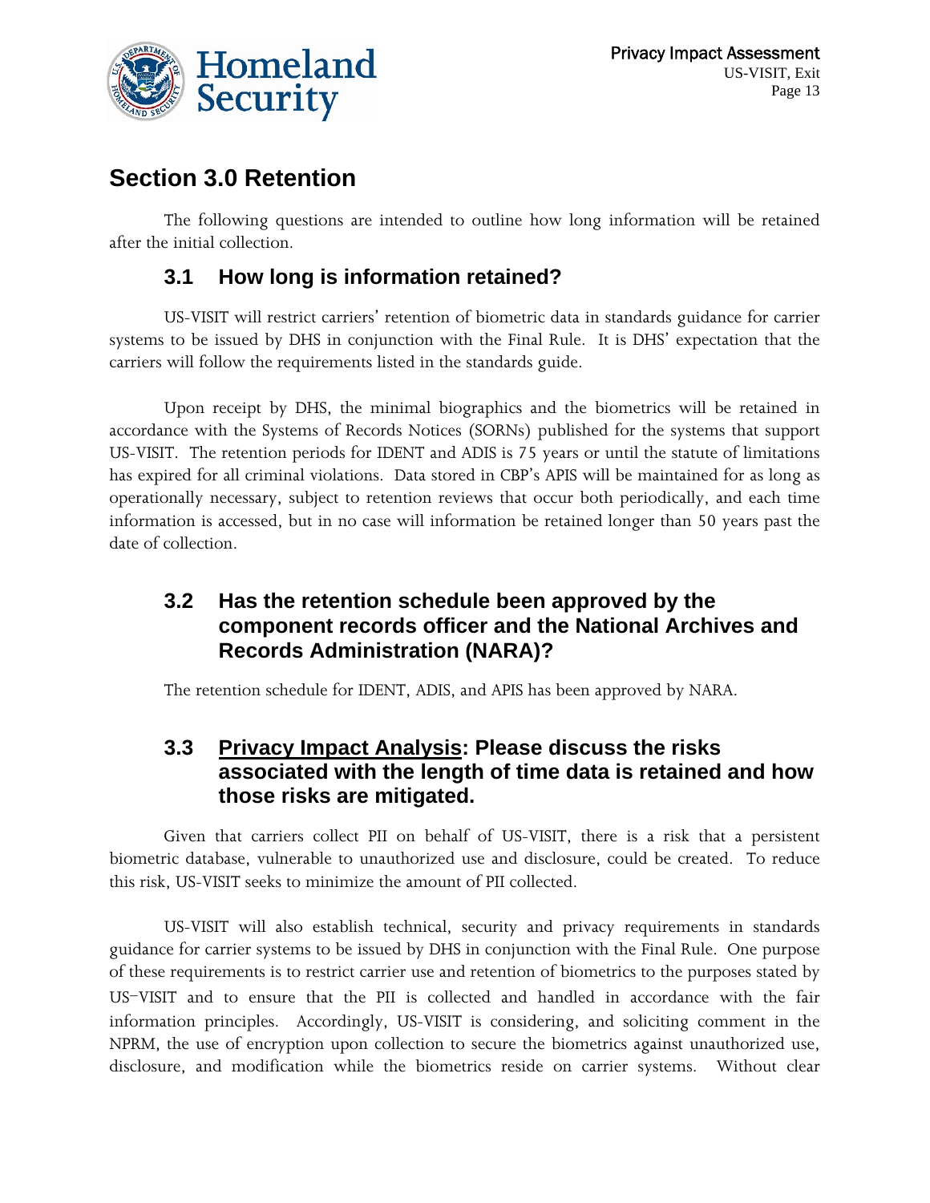## Section 3.0 Retention

The following questions are intended to outline how long information will be retained after the initial collection.

### 3.1 How long is information retained?

US-VISIT will restrict carriers' retention of biometric data in standards guidance for carrier systems to be issued by DHS in conjunction with the Final Rule. It is DHS' expectation that the carriers will follow the requirements listed in the standards guide.

Upon receipt by DHS, the minimal biographics and the biometrics will be retained in accordance with the Systems of Records Notices (SORNs) published for the systems that support US-VISIT. The retention periods for IDENT and ADIS is 75 years or until the statute of limitations has expired for all criminal violations. Data stored in CBP's APIS will be maintained for as long as operationally necessary, subject to retention reviews that occur both periodically, and each time information is accessed, but in no case will information be retained longer than 50 years past the date of collection.

### 3.2 Has the retention schedule been approved by the component records officer and the National Archives and Records Administration (NARA)?

The retention schedule for IDENT, ADIS, and APIS has been approved by NARA.

### 3.3 Privacy Impact Analysis: Please discuss the risks associated with the length of time data is retained and how those risks are mitigated.

Given that carriers collect PII on behalf of US-VISIT, there is a risk that a persistent biometric database, vulnerable to unauthorized use and disclosure, could be created. To reduce this risk, US-VISIT seeks to minimize the amount of PII collected.

US-VISIT will also establish technical, security and privacy requirements in standards guidance for carrier systems to be issued by DHS in conjunction with the Final Rule. One purpose of these requirements is to restrict carrier use and retention of biometrics to the purposes stated by US-VISIT and to ensure that the PII is collected and handled in accordance with the fair information principles. Accordingly, US-VISIT is considering, and soliciting comment in the NPRM, the use of encryption upon collection to secure the biometrics against unauthorized use, disclosure, and modification while the biometrics reside on carrier systems. Without clear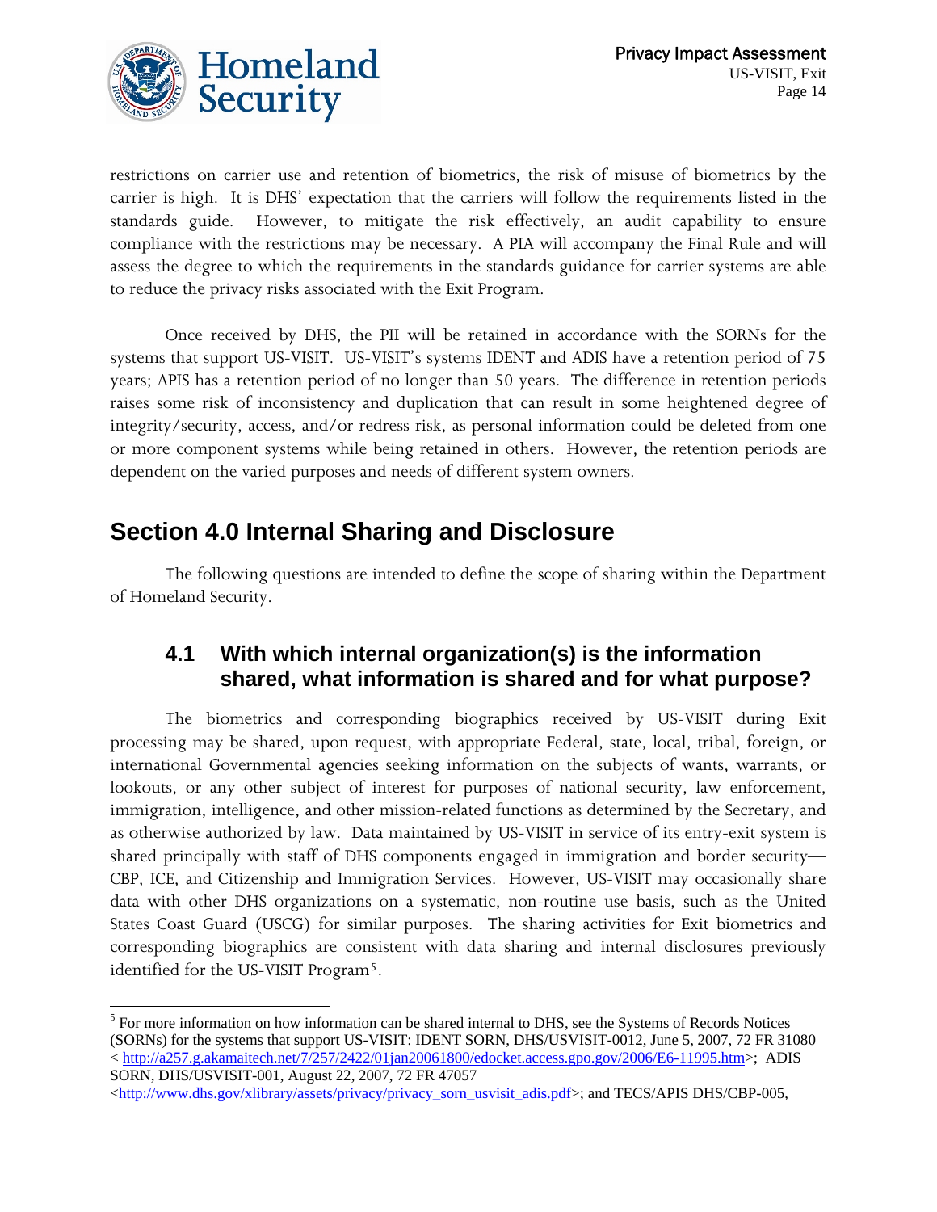restrictions on carrier use and retention of biometrics, the risk of misuse of biometrics by the carrier is high. It is DHS' expectation that the carriers will follow the requirements listed in the standards guide. However, to mitigate the risk effectively, an audit capability to ensure compliance with the restrictions may be necessary. A PIA will accompany the Final Rule and will assess the degree to which the requirements in the standards guidance for carrier systems are able to reduce the privacy risks associated with the Exit Program.

Once received by DHS, the PII will be retained in accordance with the SORNs for the systems that support US-VISIT. US-VISIT's systems IDENT and ADIS have a retention period of 75 years; APIS has a retention period of no longer than 50 years. The difference in retention periods raises some risk of inconsistency and duplication that can result in some heightened degree of integrity/security, access, and/or redress risk, as personal information could be deleted from one or more component systems while being retained in others. However, the retention periods are dependent on the varied purposes and needs of different system owners.

# Section 4.0 Internal Sharing and Disclosure

The following questions are intended to define the scope of sharing within the Department of Homeland Security.

## 4.1 With which internal organization(s) is the information shared, what information is shared and for what purpose?

The biometrics and corresponding biographics received by US-VISIT during Exit processing may be shared, upon request, with appropriate Federal, state, local, tribal, foreign, or international Governmental agencies seeking information on the subjects of wants, warrants, or lookouts, or any other subject of interest for purposes of national security, law enforcement, immigration, intelligence, and other mission-related functions as determined by the Secretary, and as otherwise authorized by law. Data maintained by US-VISIT in service of its entry-exit system is shared principally with staff of DHS components engaged in immigration and border security—CBP, ICE, and Citizenship and Immigration Services. However, US-VISIT may occasionally share data with other DHS organizations on a systematic, non-routine use basis, such as the United States Coast Guard (USCG) for similar purposes. The sharing activities for Exit biometrics and corresponding biographics are consistent with data sharing and internal disclosures previously identified for the US-VISIT Program[5].

[5] For more information on how information can be shared internal to DHS, see the Systems of Records Notices (SORNs) for the systems that support US-VISIT: IDENT SORN, DHS/USVISIT-0012, June 5, 2007, 72 FR 31080 < http://a257.g.akamaitech.net/7/257/2422/01jan20061800/edocket.access.gpo.gov/2006/E6-11995.htm>; ADIS SORN, DHS/USVISIT-001, August 22, 2007, 72 FR 47057 <http://www.dhs.gov/xlibrary/assets/privacy/privacy_sorn_usvisit_adis.pdf>; and TECS/APIS DHS/CBP-005,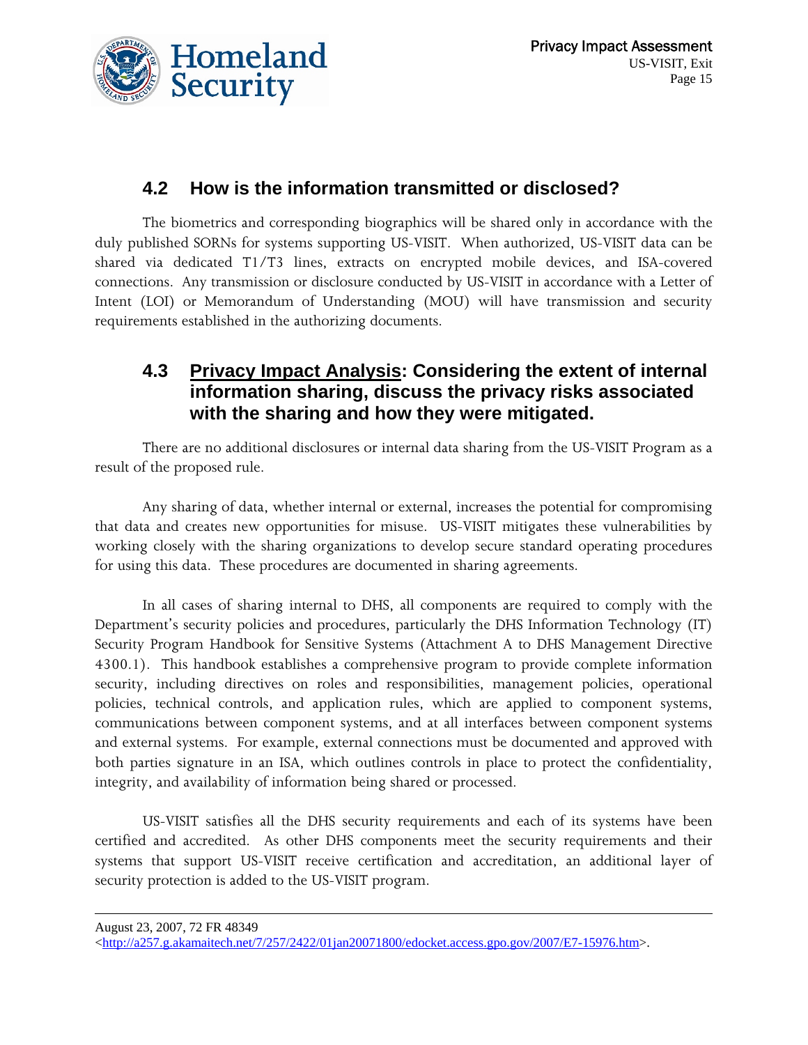## 4.2 How is the information transmitted or disclosed?

The biometrics and corresponding biographics will be shared only in accordance with the duly published SORNs for systems supporting US-VISIT. When authorized, US-VISIT data can be shared via dedicated T1/T3 lines, extracts on encrypted mobile devices, and ISA-covered connections. Any transmission or disclosure conducted by US-VISIT in accordance with a Letter of Intent (LOI) or Memorandum of Understanding (MOU) will have transmission and security requirements established in the authorizing documents.

## 4.3 Privacy Impact Analysis: Considering the extent of internal information sharing, discuss the privacy risks associated with the sharing and how they were mitigated.

There are no additional disclosures or internal data sharing from the US-VISIT Program as a result of the proposed rule.

Any sharing of data, whether internal or external, increases the potential for compromising that data and creates new opportunities for misuse. US-VISIT mitigates these vulnerabilities by working closely with the sharing organizations to develop secure standard operating procedures for using this data. These procedures are documented in sharing agreements.

In all cases of sharing internal to DHS, all components are required to comply with the Department's security policies and procedures, particularly the DHS Information Technology (IT) Security Program Handbook for Sensitive Systems (Attachment A to DHS Management Directive 4300.1). This handbook establishes a comprehensive program to provide complete information security, including directives on roles and responsibilities, management policies, operational policies, technical controls, and application rules, which are applied to component systems, communications between component systems, and at all interfaces between component systems and external systems. For example, external connections must be documented and approved with both parties signature in an ISA, which outlines controls in place to protect the confidentiality, integrity, and availability of information being shared or processed.

US-VISIT satisfies all the DHS security requirements and each of its systems have been certified and accredited. As other DHS components meet the security requirements and their systems that support US-VISIT receive certification and accreditation, an additional layer of security protection is added to the US-VISIT program.

---

August 23, 2007, 72 FR 48349
<http://a257.g.akamaitech.net/7/257/2422/01jan20071800/edocket.access.gpo.gov/2007/E7-15976.htm>.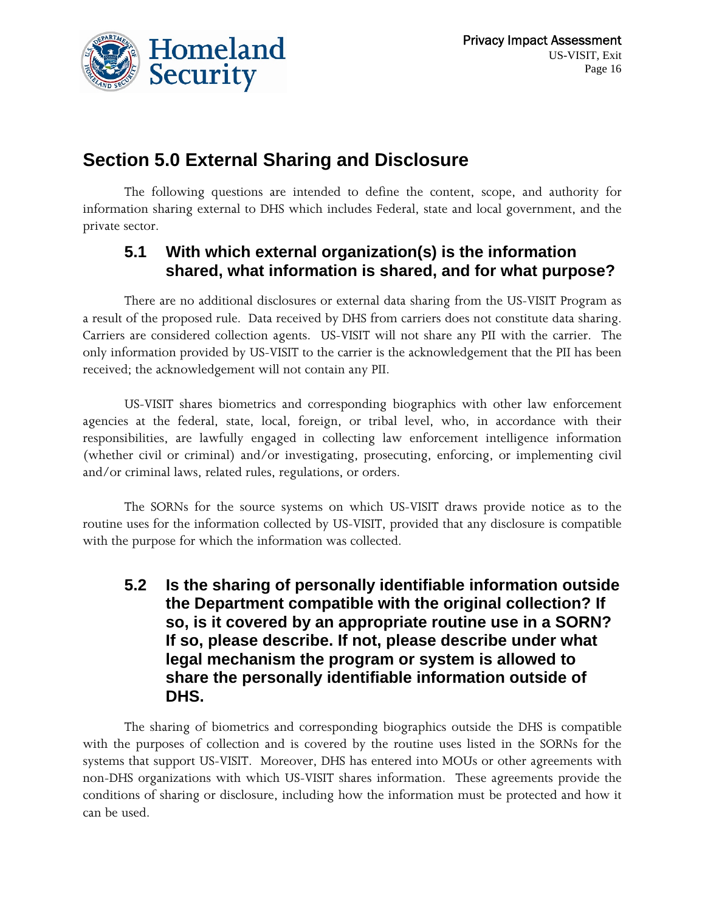## Section 5.0 External Sharing and Disclosure

The following questions are intended to define the content, scope, and authority for information sharing external to DHS which includes Federal, state and local government, and the private sector.

### 5.1 With which external organization(s) is the information shared, what information is shared, and for what purpose?

There are no additional disclosures or external data sharing from the US-VISIT Program as a result of the proposed rule. Data received by DHS from carriers does not constitute data sharing. Carriers are considered collection agents. US-VISIT will not share any PII with the carrier. The only information provided by US-VISIT to the carrier is the acknowledgement that the PII has been received; the acknowledgement will not contain any PII.

US-VISIT shares biometrics and corresponding biographics with other law enforcement agencies at the federal, state, local, foreign, or tribal level, who, in accordance with their responsibilities, are lawfully engaged in collecting law enforcement intelligence information (whether civil or criminal) and/or investigating, prosecuting, enforcing, or implementing civil and/or criminal laws, related rules, regulations, or orders.

The SORNs for the source systems on which US-VISIT draws provide notice as to the routine uses for the information collected by US-VISIT, provided that any disclosure is compatible with the purpose for which the information was collected.

### 5.2 Is the sharing of personally identifiable information outside the Department compatible with the original collection? If so, is it covered by an appropriate routine use in a SORN? If so, please describe. If not, please describe under what legal mechanism the program or system is allowed to share the personally identifiable information outside of DHS.

The sharing of biometrics and corresponding biographics outside the DHS is compatible with the purposes of collection and is covered by the routine uses listed in the SORNs for the systems that support US-VISIT. Moreover, DHS has entered into MOUs or other agreements with non-DHS organizations with which US-VISIT shares information. These agreements provide the conditions of sharing or disclosure, including how the information must be protected and how it can be used.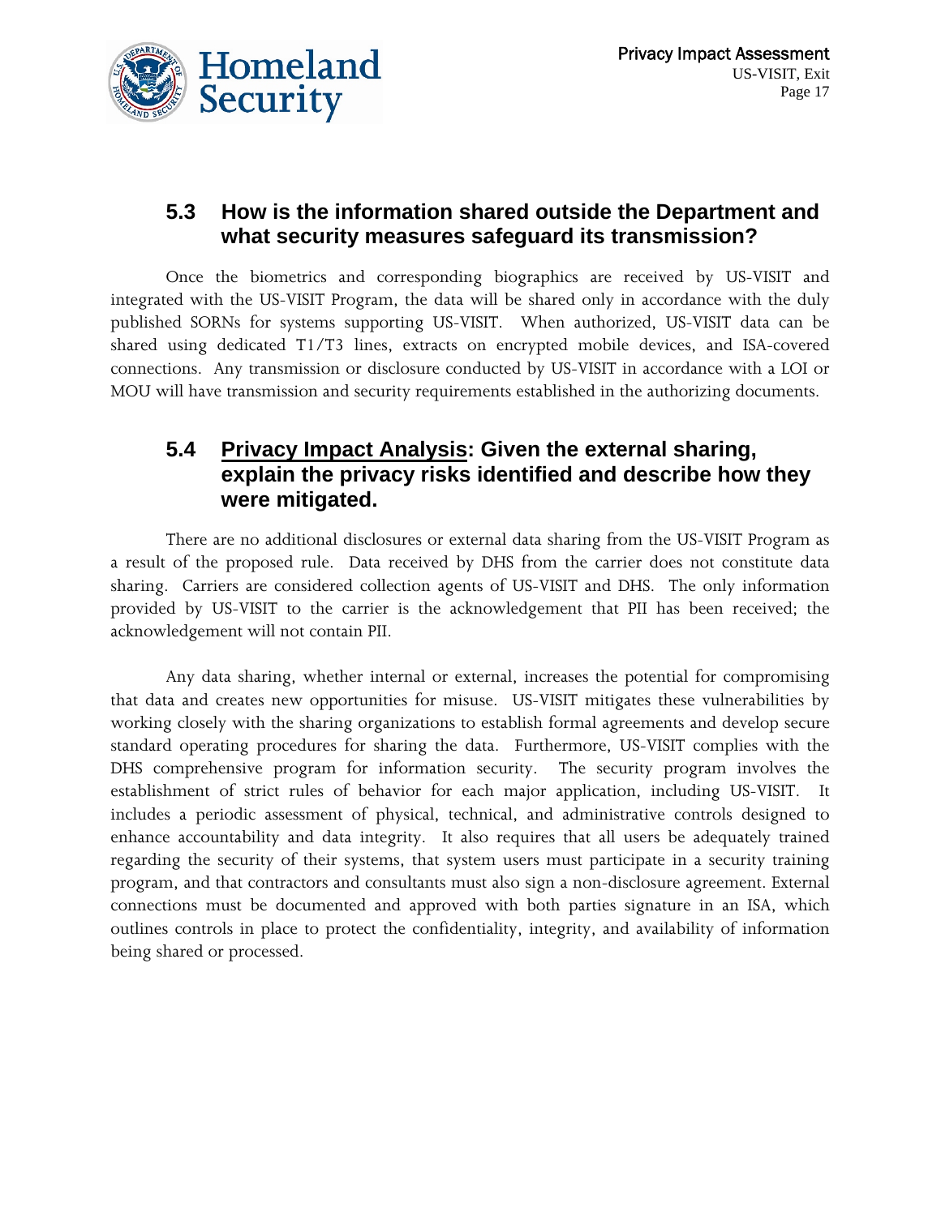## 5.3 How is the information shared outside the Department and what security measures safeguard its transmission?

Once the biometrics and corresponding biographics are received by US-VISIT and integrated with the US-VISIT Program, the data will be shared only in accordance with the duly published SORNs for systems supporting US-VISIT. When authorized, US-VISIT data can be shared using dedicated T1/T3 lines, extracts on encrypted mobile devices, and ISA-covered connections. Any transmission or disclosure conducted by US-VISIT in accordance with a LOI or MOU will have transmission and security requirements established in the authorizing documents.

## 5.4 Privacy Impact Analysis: Given the external sharing, explain the privacy risks identified and describe how they were mitigated.

There are no additional disclosures or external data sharing from the US-VISIT Program as a result of the proposed rule. Data received by DHS from the carrier does not constitute data sharing. Carriers are considered collection agents of US-VISIT and DHS. The only information provided by US-VISIT to the carrier is the acknowledgement that PII has been received; the acknowledgement will not contain PII.

Any data sharing, whether internal or external, increases the potential for compromising that data and creates new opportunities for misuse. US-VISIT mitigates these vulnerabilities by working closely with the sharing organizations to establish formal agreements and develop secure standard operating procedures for sharing the data. Furthermore, US-VISIT complies with the DHS comprehensive program for information security. The security program involves the establishment of strict rules of behavior for each major application, including US-VISIT. It includes a periodic assessment of physical, technical, and administrative controls designed to enhance accountability and data integrity. It also requires that all users be adequately trained regarding the security of their systems, that system users must participate in a security training program, and that contractors and consultants must also sign a non-disclosure agreement. External connections must be documented and approved with both parties signature in an ISA, which outlines controls in place to protect the confidentiality, integrity, and availability of information being shared or processed.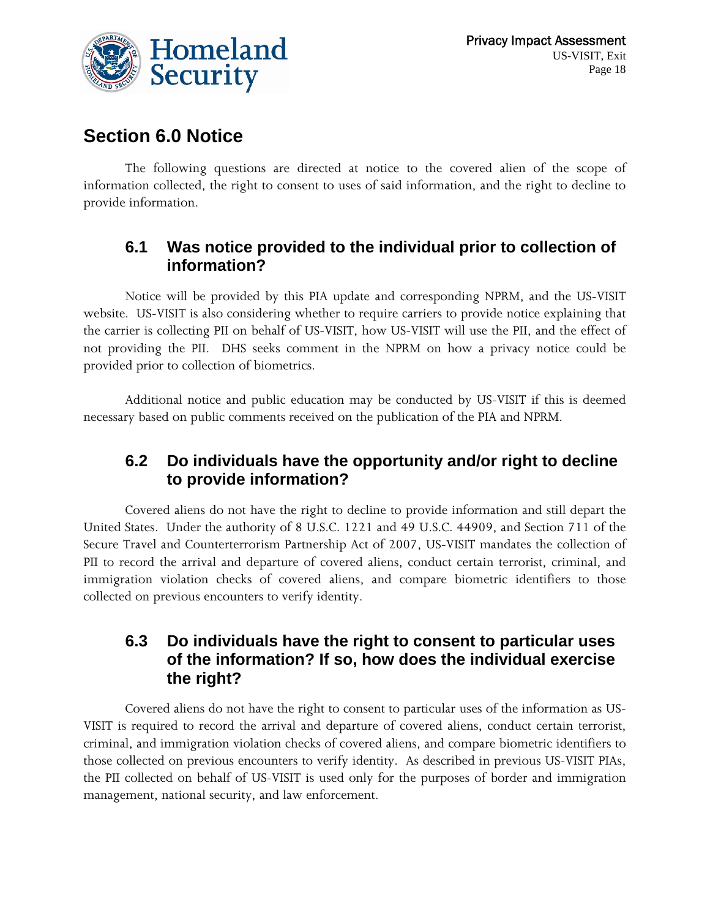## Section 6.0 Notice

The following questions are directed at notice to the covered alien of the scope of information collected, the right to consent to uses of said information, and the right to decline to provide information.

### 6.1 Was notice provided to the individual prior to collection of information?

Notice will be provided by this PIA update and corresponding NPRM, and the US-VISIT website. US-VISIT is also considering whether to require carriers to provide notice explaining that the carrier is collecting PII on behalf of US-VISIT, how US-VISIT will use the PII, and the effect of not providing the PII. DHS seeks comment in the NPRM on how a privacy notice could be provided prior to collection of biometrics.

Additional notice and public education may be conducted by US-VISIT if this is deemed necessary based on public comments received on the publication of the PIA and NPRM.

### 6.2 Do individuals have the opportunity and/or right to decline to provide information?

Covered aliens do not have the right to decline to provide information and still depart the United States. Under the authority of 8 U.S.C. 1221 and 49 U.S.C. 44909, and Section 711 of the Secure Travel and Counterterrorism Partnership Act of 2007, US-VISIT mandates the collection of PII to record the arrival and departure of covered aliens, conduct certain terrorist, criminal, and immigration violation checks of covered aliens, and compare biometric identifiers to those collected on previous encounters to verify identity.

### 6.3 Do individuals have the right to consent to particular uses of the information? If so, how does the individual exercise the right?

Covered aliens do not have the right to consent to particular uses of the information as US-VISIT is required to record the arrival and departure of covered aliens, conduct certain terrorist, criminal, and immigration violation checks of covered aliens, and compare biometric identifiers to those collected on previous encounters to verify identity. As described in previous US-VISIT PIAs, the PII collected on behalf of US-VISIT is used only for the purposes of border and immigration management, national security, and law enforcement.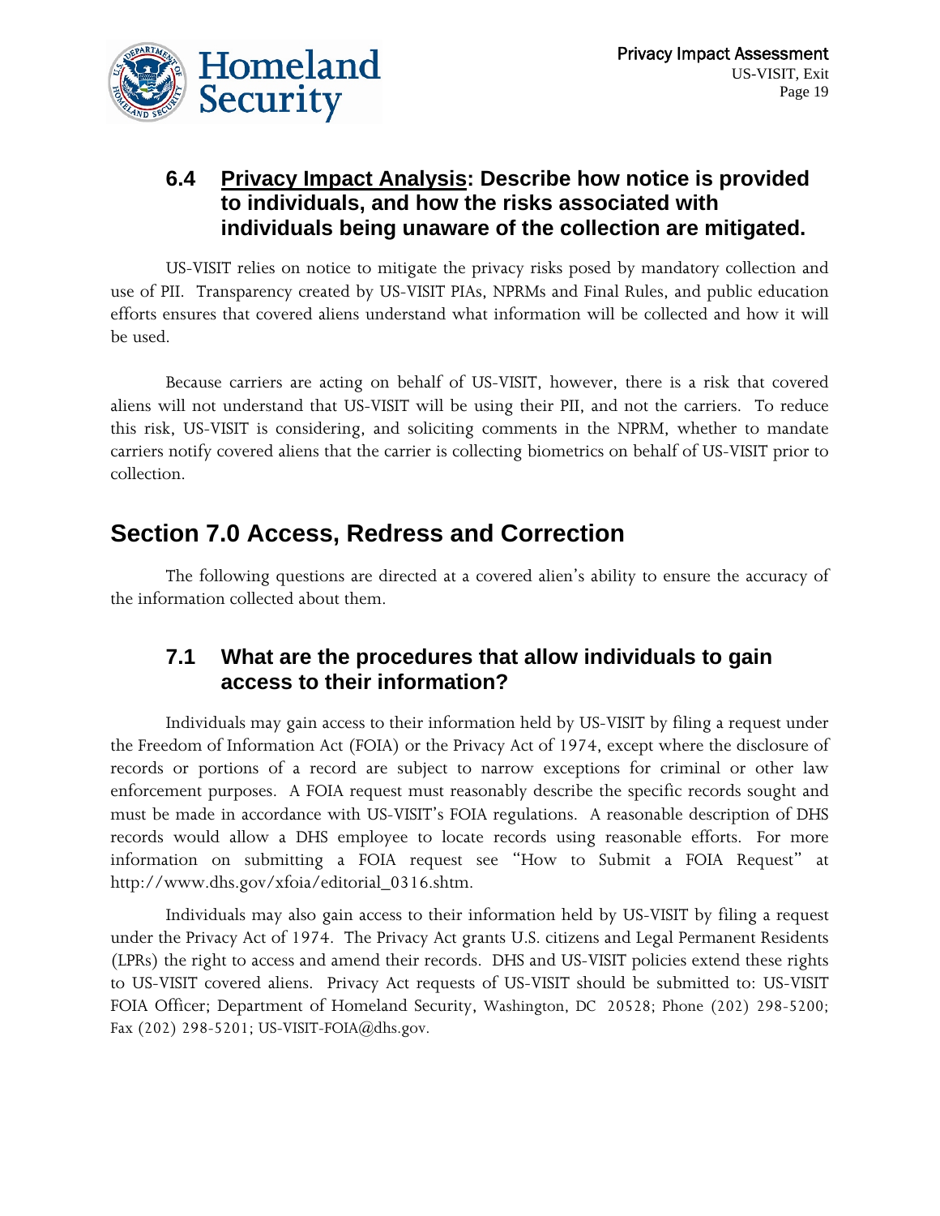### 6.4 <u>Privacy Impact Analysis</u>: Describe how notice is provided to individuals, and how the risks associated with individuals being unaware of the collection are mitigated.

US-VISIT relies on notice to mitigate the privacy risks posed by mandatory collection and use of PII. Transparency created by US-VISIT PIAs, NPRMs and Final Rules, and public education efforts ensures that covered aliens understand what information will be collected and how it will be used.

Because carriers are acting on behalf of US-VISIT, however, there is a risk that covered aliens will not understand that US-VISIT will be using their PII, and not the carriers. To reduce this risk, US-VISIT is considering, and soliciting comments in the NPRM, whether to mandate carriers notify covered aliens that the carrier is collecting biometrics on behalf of US-VISIT prior to collection.

## Section 7.0 Access, Redress and Correction

The following questions are directed at a covered alien's ability to ensure the accuracy of the information collected about them.

### 7.1 What are the procedures that allow individuals to gain access to their information?

Individuals may gain access to their information held by US-VISIT by filing a request under the Freedom of Information Act (FOIA) or the Privacy Act of 1974, except where the disclosure of records or portions of a record are subject to narrow exceptions for criminal or other law enforcement purposes. A FOIA request must reasonably describe the specific records sought and must be made in accordance with US-VISIT's FOIA regulations. A reasonable description of DHS records would allow a DHS employee to locate records using reasonable efforts. For more information on submitting a FOIA request see "How to Submit a FOIA Request" at http://www.dhs.gov/xfoia/editorial_0316.shtm.

Individuals may also gain access to their information held by US-VISIT by filing a request under the Privacy Act of 1974. The Privacy Act grants U.S. citizens and Legal Permanent Residents (LPRs) the right to access and amend their records. DHS and US-VISIT policies extend these rights to US-VISIT covered aliens. Privacy Act requests of US-VISIT should be submitted to: US-VISIT FOIA Officer; Department of Homeland Security, Washington, DC 20528; Phone (202) 298-5200; Fax (202) 298-5201; US-VISIT-FOIA@dhs.gov.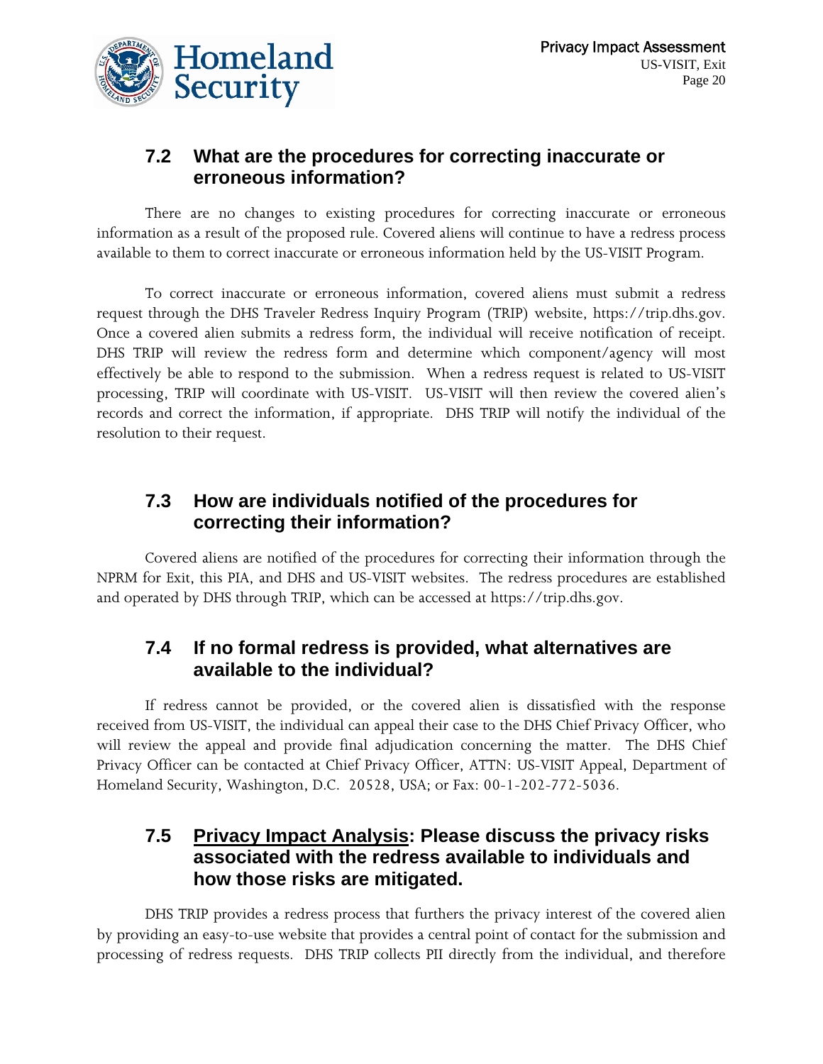## 7.2 What are the procedures for correcting inaccurate or erroneous information?

There are no changes to existing procedures for correcting inaccurate or erroneous information as a result of the proposed rule. Covered aliens will continue to have a redress process available to them to correct inaccurate or erroneous information held by the US-VISIT Program.

To correct inaccurate or erroneous information, covered aliens must submit a redress request through the DHS Traveler Redress Inquiry Program (TRIP) website, https://trip.dhs.gov. Once a covered alien submits a redress form, the individual will receive notification of receipt. DHS TRIP will review the redress form and determine which component/agency will most effectively be able to respond to the submission. When a redress request is related to US-VISIT processing, TRIP will coordinate with US-VISIT. US-VISIT will then review the covered alien's records and correct the information, if appropriate. DHS TRIP will notify the individual of the resolution to their request.

## 7.3 How are individuals notified of the procedures for correcting their information?

Covered aliens are notified of the procedures for correcting their information through the NPRM for Exit, this PIA, and DHS and US-VISIT websites. The redress procedures are established and operated by DHS through TRIP, which can be accessed at https://trip.dhs.gov.

## 7.4 If no formal redress is provided, what alternatives are available to the individual?

If redress cannot be provided, or the covered alien is dissatisfied with the response received from US-VISIT, the individual can appeal their case to the DHS Chief Privacy Officer, who will review the appeal and provide final adjudication concerning the matter. The DHS Chief Privacy Officer can be contacted at Chief Privacy Officer, ATTN: US-VISIT Appeal, Department of Homeland Security, Washington, D.C. 20528, USA; or Fax: 00-1-202-772-5036.

## 7.5 <u>Privacy Impact Analysis</u>: Please discuss the privacy risks associated with the redress available to individuals and how those risks are mitigated.

DHS TRIP provides a redress process that furthers the privacy interest of the covered alien by providing an easy-to-use website that provides a central point of contact for the submission and processing of redress requests. DHS TRIP collects PII directly from the individual, and therefore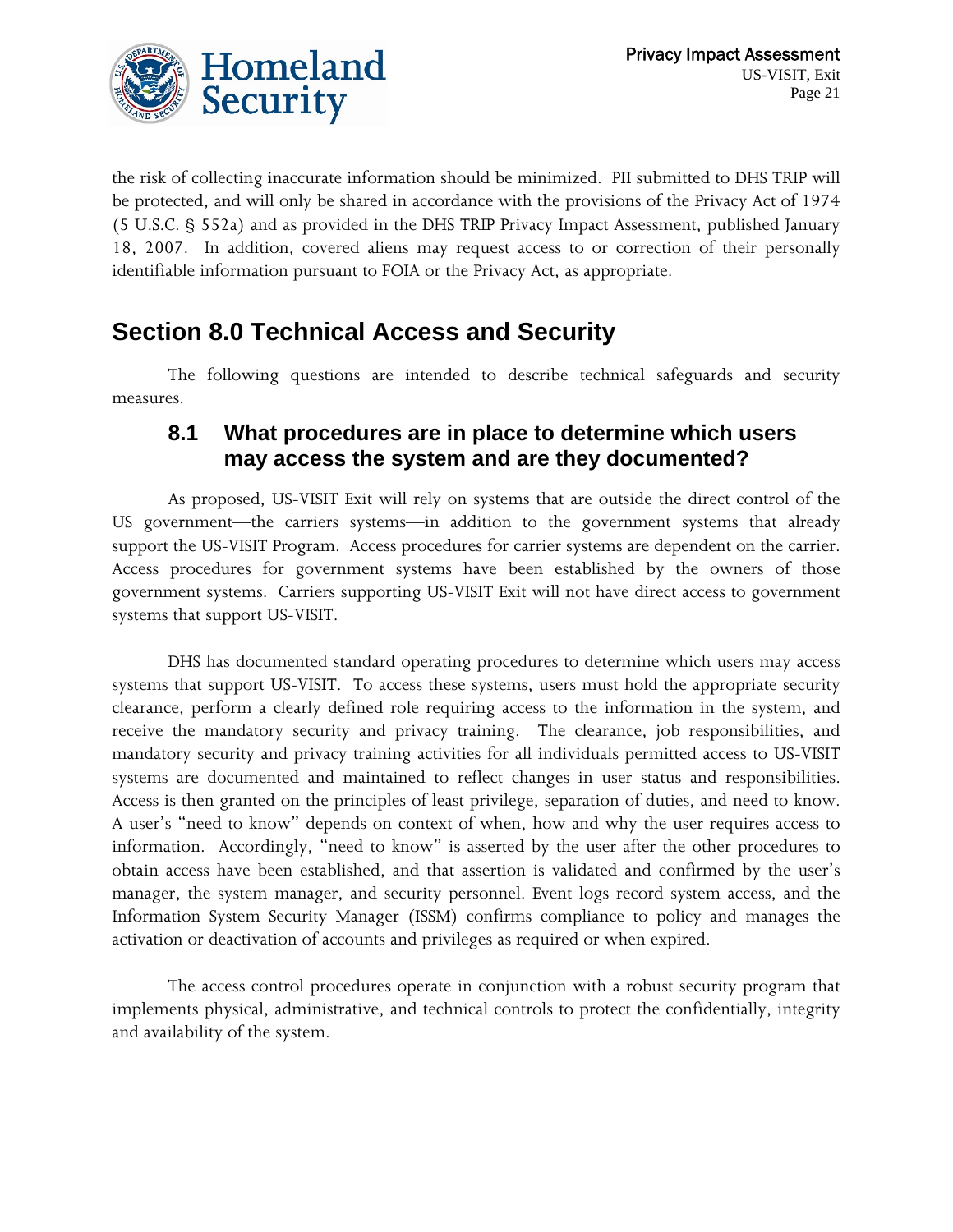the risk of collecting inaccurate information should be minimized. PII submitted to DHS TRIP will be protected, and will only be shared in accordance with the provisions of the Privacy Act of 1974 (5 U.S.C. § 552a) and as provided in the DHS TRIP Privacy Impact Assessment, published January 18, 2007. In addition, covered aliens may request access to or correction of their personally identifiable information pursuant to FOIA or the Privacy Act, as appropriate.

# Section 8.0 Technical Access and Security

The following questions are intended to describe technical safeguards and security measures.

## 8.1 What procedures are in place to determine which users may access the system and are they documented?

As proposed, US-VISIT Exit will rely on systems that are outside the direct control of the US government—the carriers systems—in addition to the government systems that already support the US-VISIT Program. Access procedures for carrier systems are dependent on the carrier. Access procedures for government systems have been established by the owners of those government systems. Carriers supporting US-VISIT Exit will not have direct access to government systems that support US-VISIT.

DHS has documented standard operating procedures to determine which users may access systems that support US-VISIT. To access these systems, users must hold the appropriate security clearance, perform a clearly defined role requiring access to the information in the system, and receive the mandatory security and privacy training. The clearance, job responsibilities, and mandatory security and privacy training activities for all individuals permitted access to US-VISIT systems are documented and maintained to reflect changes in user status and responsibilities. Access is then granted on the principles of least privilege, separation of duties, and need to know. A user's "need to know" depends on context of when, how and why the user requires access to information. Accordingly, "need to know" is asserted by the user after the other procedures to obtain access have been established, and that assertion is validated and confirmed by the user's manager, the system manager, and security personnel. Event logs record system access, and the Information System Security Manager (ISSM) confirms compliance to policy and manages the activation or deactivation of accounts and privileges as required or when expired.

The access control procedures operate in conjunction with a robust security program that implements physical, administrative, and technical controls to protect the confidentially, integrity and availability of the system.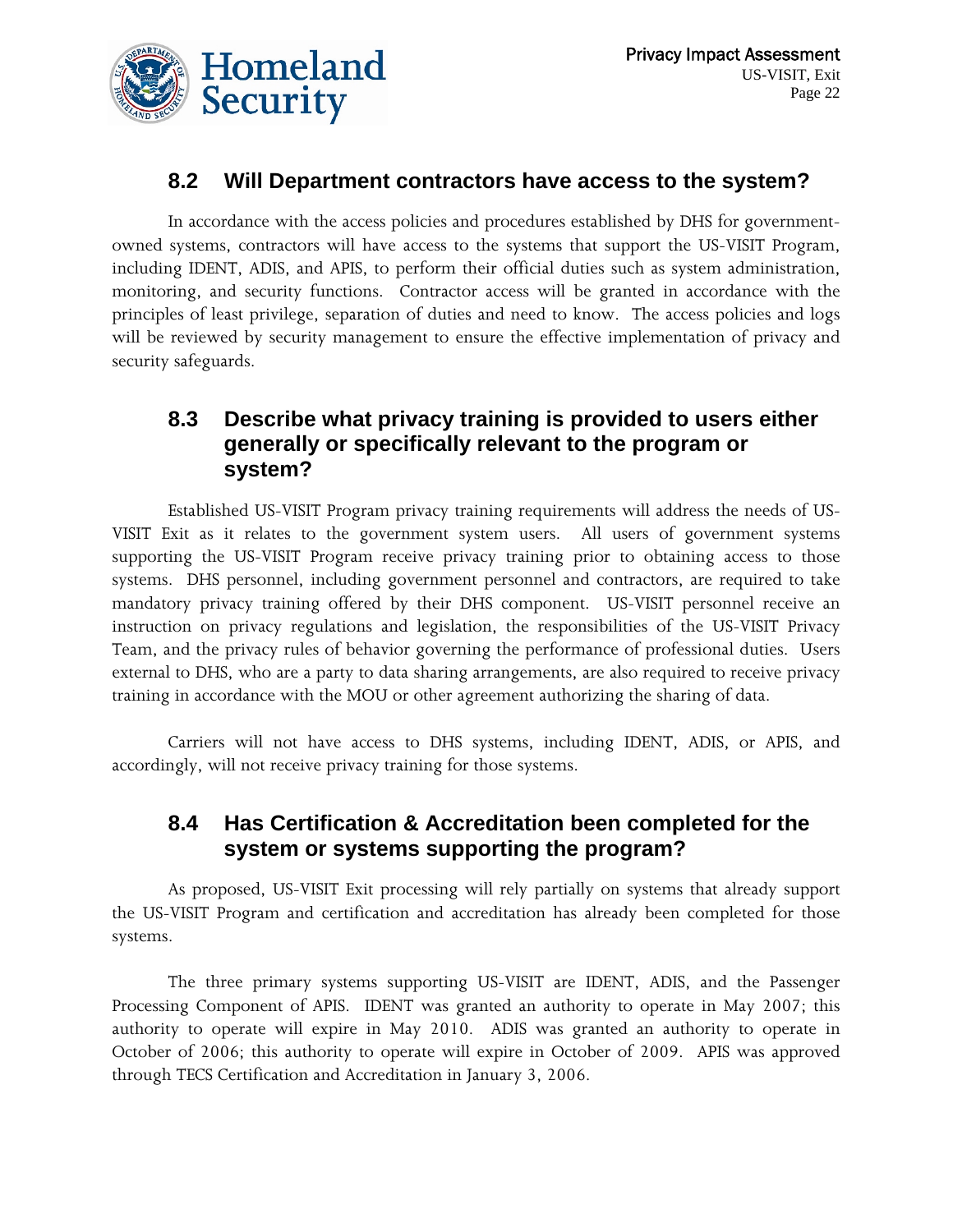## 8.2 Will Department contractors have access to the system?

In accordance with the access policies and procedures established by DHS for government-owned systems, contractors will have access to the systems that support the US-VISIT Program, including IDENT, ADIS, and APIS, to perform their official duties such as system administration, monitoring, and security functions. Contractor access will be granted in accordance with the principles of least privilege, separation of duties and need to know. The access policies and logs will be reviewed by security management to ensure the effective implementation of privacy and security safeguards.

## 8.3 Describe what privacy training is provided to users either generally or specifically relevant to the program or system?

Established US-VISIT Program privacy training requirements will address the needs of US-VISIT Exit as it relates to the government system users. All users of government systems supporting the US-VISIT Program receive privacy training prior to obtaining access to those systems. DHS personnel, including government personnel and contractors, are required to take mandatory privacy training offered by their DHS component. US-VISIT personnel receive an instruction on privacy regulations and legislation, the responsibilities of the US-VISIT Privacy Team, and the privacy rules of behavior governing the performance of professional duties. Users external to DHS, who are a party to data sharing arrangements, are also required to receive privacy training in accordance with the MOU or other agreement authorizing the sharing of data.

Carriers will not have access to DHS systems, including IDENT, ADIS, or APIS, and accordingly, will not receive privacy training for those systems.

## 8.4 Has Certification & Accreditation been completed for the system or systems supporting the program?

As proposed, US-VISIT Exit processing will rely partially on systems that already support the US-VISIT Program and certification and accreditation has already been completed for those systems.

The three primary systems supporting US-VISIT are IDENT, ADIS, and the Passenger Processing Component of APIS. IDENT was granted an authority to operate in May 2007; this authority to operate will expire in May 2010. ADIS was granted an authority to operate in October of 2006; this authority to operate will expire in October of 2009. APIS was approved through TECS Certification and Accreditation in January 3, 2006.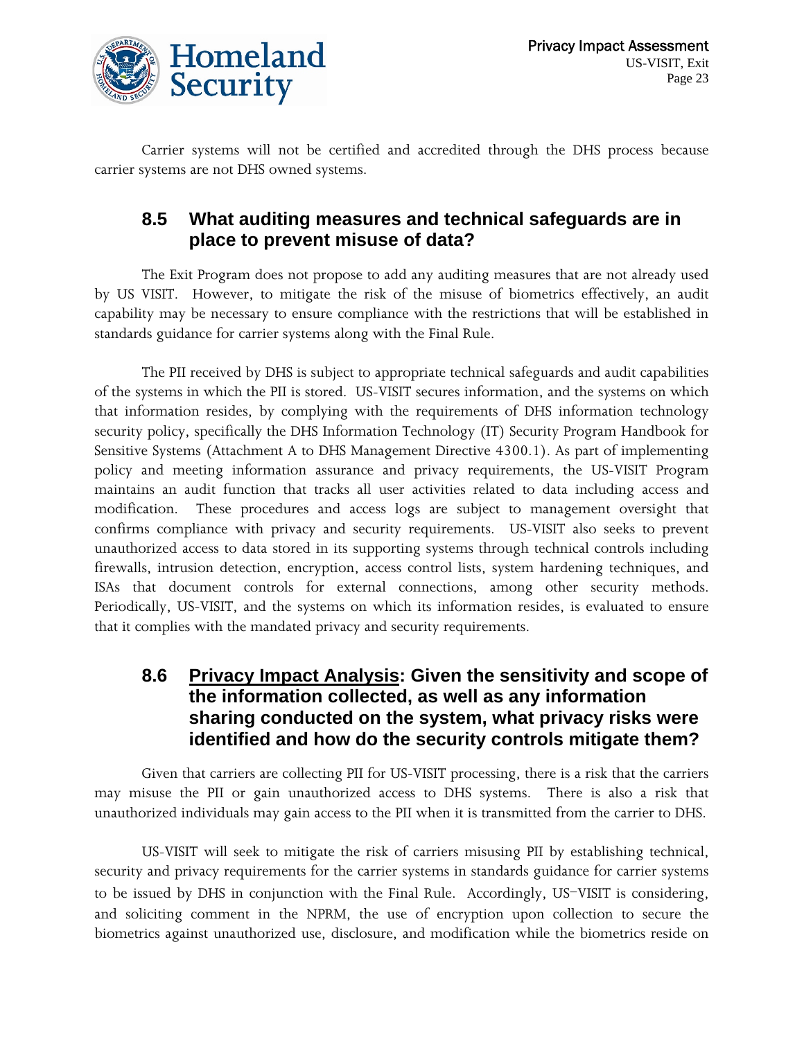Carrier systems will not be certified and accredited through the DHS process because carrier systems are not DHS owned systems.

## 8.5 What auditing measures and technical safeguards are in place to prevent misuse of data?

The Exit Program does not propose to add any auditing measures that are not already used by US VISIT. However, to mitigate the risk of the misuse of biometrics effectively, an audit capability may be necessary to ensure compliance with the restrictions that will be established in standards guidance for carrier systems along with the Final Rule.

The PII received by DHS is subject to appropriate technical safeguards and audit capabilities of the systems in which the PII is stored. US-VISIT secures information, and the systems on which that information resides, by complying with the requirements of DHS information technology security policy, specifically the DHS Information Technology (IT) Security Program Handbook for Sensitive Systems (Attachment A to DHS Management Directive 4300.1). As part of implementing policy and meeting information assurance and privacy requirements, the US-VISIT Program maintains an audit function that tracks all user activities related to data including access and modification. These procedures and access logs are subject to management oversight that confirms compliance with privacy and security requirements. US-VISIT also seeks to prevent unauthorized access to data stored in its supporting systems through technical controls including firewalls, intrusion detection, encryption, access control lists, system hardening techniques, and ISAs that document controls for external connections, among other security methods. Periodically, US-VISIT, and the systems on which its information resides, is evaluated to ensure that it complies with the mandated privacy and security requirements.

## 8.6 <u>Privacy Impact Analysis</u>: Given the sensitivity and scope of the information collected, as well as any information sharing conducted on the system, what privacy risks were identified and how do the security controls mitigate them?

Given that carriers are collecting PII for US-VISIT processing, there is a risk that the carriers may misuse the PII or gain unauthorized access to DHS systems. There is also a risk that unauthorized individuals may gain access to the PII when it is transmitted from the carrier to DHS.

US-VISIT will seek to mitigate the risk of carriers misusing PII by establishing technical, security and privacy requirements for the carrier systems in standards guidance for carrier systems to be issued by DHS in conjunction with the Final Rule. Accordingly, US-VISIT is considering, and soliciting comment in the NPRM, the use of encryption upon collection to secure the biometrics against unauthorized use, disclosure, and modification while the biometrics reside on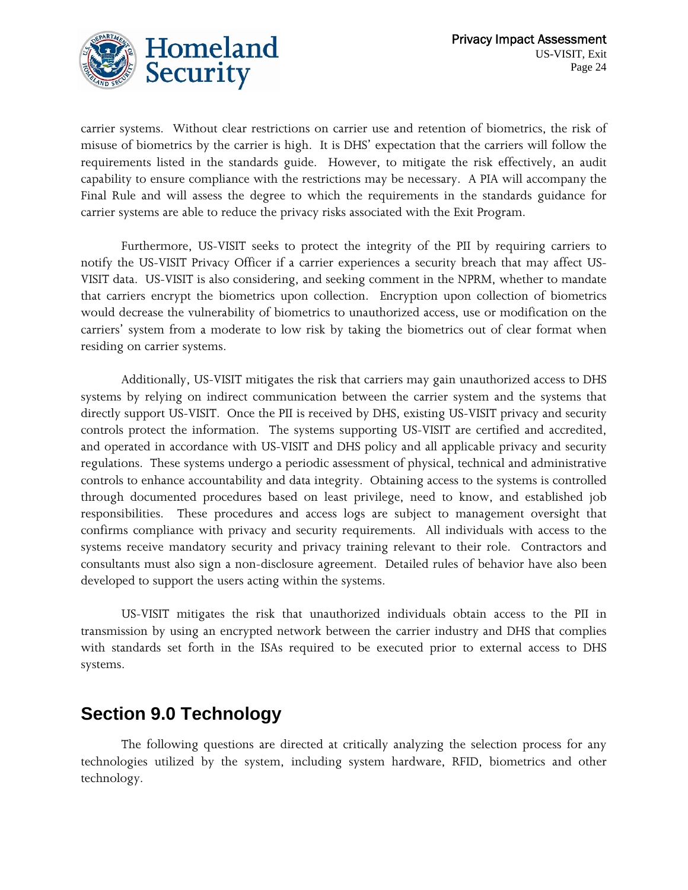carrier systems. Without clear restrictions on carrier use and retention of biometrics, the risk of misuse of biometrics by the carrier is high. It is DHS' expectation that the carriers will follow the requirements listed in the standards guide. However, to mitigate the risk effectively, an audit capability to ensure compliance with the restrictions may be necessary. A PIA will accompany the Final Rule and will assess the degree to which the requirements in the standards guidance for carrier systems are able to reduce the privacy risks associated with the Exit Program.

Furthermore, US-VISIT seeks to protect the integrity of the PII by requiring carriers to notify the US-VISIT Privacy Officer if a carrier experiences a security breach that may affect US-VISIT data. US-VISIT is also considering, and seeking comment in the NPRM, whether to mandate that carriers encrypt the biometrics upon collection. Encryption upon collection of biometrics would decrease the vulnerability of biometrics to unauthorized access, use or modification on the carriers' system from a moderate to low risk by taking the biometrics out of clear format when residing on carrier systems.

Additionally, US-VISIT mitigates the risk that carriers may gain unauthorized access to DHS systems by relying on indirect communication between the carrier system and the systems that directly support US-VISIT. Once the PII is received by DHS, existing US-VISIT privacy and security controls protect the information. The systems supporting US-VISIT are certified and accredited, and operated in accordance with US-VISIT and DHS policy and all applicable privacy and security regulations. These systems undergo a periodic assessment of physical, technical and administrative controls to enhance accountability and data integrity. Obtaining access to the systems is controlled through documented procedures based on least privilege, need to know, and established job responsibilities. These procedures and access logs are subject to management oversight that confirms compliance with privacy and security requirements. All individuals with access to the systems receive mandatory security and privacy training relevant to their role. Contractors and consultants must also sign a non-disclosure agreement. Detailed rules of behavior have also been developed to support the users acting within the systems.

US-VISIT mitigates the risk that unauthorized individuals obtain access to the PII in transmission by using an encrypted network between the carrier industry and DHS that complies with standards set forth in the ISAs required to be executed prior to external access to DHS systems.

## Section 9.0 Technology

The following questions are directed at critically analyzing the selection process for any technologies utilized by the system, including system hardware, RFID, biometrics and other technology.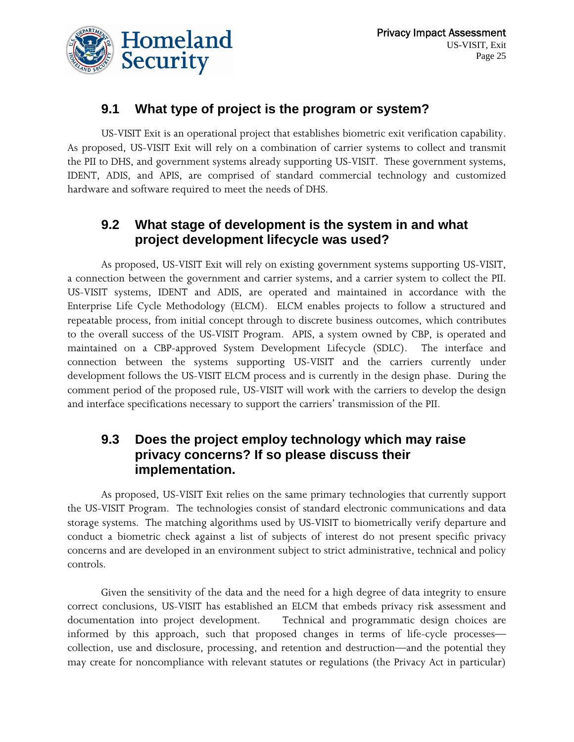## 9.1 What type of project is the program or system?

US-VISIT Exit is an operational project that establishes biometric exit verification capability. As proposed, US-VISIT Exit will rely on a combination of carrier systems to collect and transmit the PII to DHS, and government systems already supporting US-VISIT. These government systems, IDENT, ADIS, and APIS, are comprised of standard commercial technology and customized hardware and software required to meet the needs of DHS.

## 9.2 What stage of development is the system in and what project development lifecycle was used?

As proposed, US-VISIT Exit will rely on existing government systems supporting US-VISIT, a connection between the government and carrier systems, and a carrier system to collect the PII. US-VISIT systems, IDENT and ADIS, are operated and maintained in accordance with the Enterprise Life Cycle Methodology (ELCM). ELCM enables projects to follow a structured and repeatable process, from initial concept through to discrete business outcomes, which contributes to the overall success of the US-VISIT Program. APIS, a system owned by CBP, is operated and maintained on a CBP-approved System Development Lifecycle (SDLC). The interface and connection between the systems supporting US-VISIT and the carriers currently under development follows the US-VISIT ELCM process and is currently in the design phase. During the comment period of the proposed rule, US-VISIT will work with the carriers to develop the design and interface specifications necessary to support the carriers' transmission of the PII.

## 9.3 Does the project employ technology which may raise privacy concerns? If so please discuss their implementation.

As proposed, US-VISIT Exit relies on the same primary technologies that currently support the US-VISIT Program. The technologies consist of standard electronic communications and data storage systems. The matching algorithms used by US-VISIT to biometrically verify departure and conduct a biometric check against a list of subjects of interest do not present specific privacy concerns and are developed in an environment subject to strict administrative, technical and policy controls.

Given the sensitivity of the data and the need for a high degree of data integrity to ensure correct conclusions, US-VISIT has established an ELCM that embeds privacy risk assessment and documentation into project development. Technical and programmatic design choices are informed by this approach, such that proposed changes in terms of life-cycle processes—collection, use and disclosure, processing, and retention and destruction—and the potential they may create for noncompliance with relevant statutes or regulations (the Privacy Act in particular)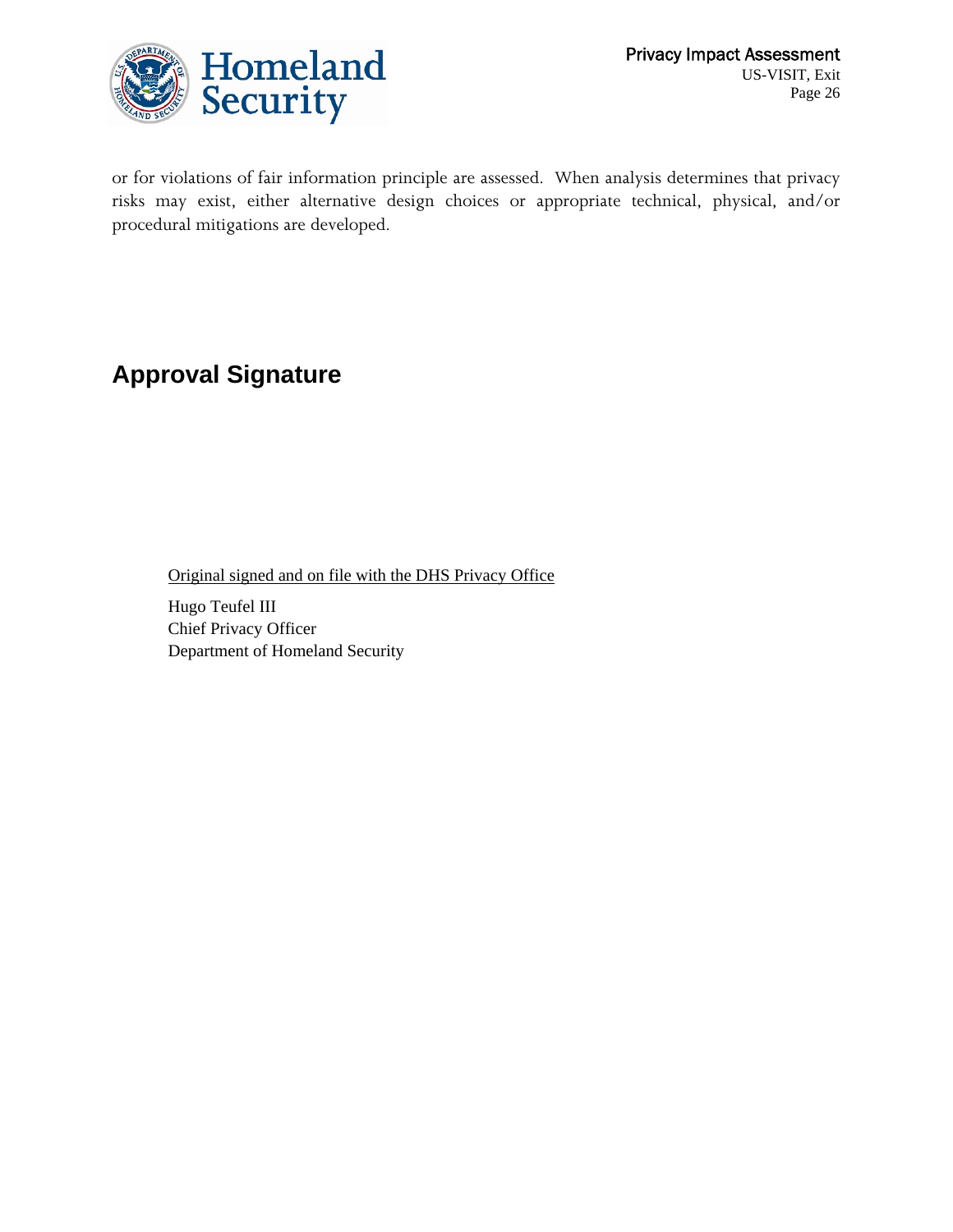or for violations of fair information principle are assessed. When analysis determines that privacy risks may exist, either alternative design choices or appropriate technical, physical, and/or procedural mitigations are developed.

## Approval Signature

Original signed and on file with the DHS Privacy Office

Hugo Teufel III
Chief Privacy Officer
Department of Homeland Security